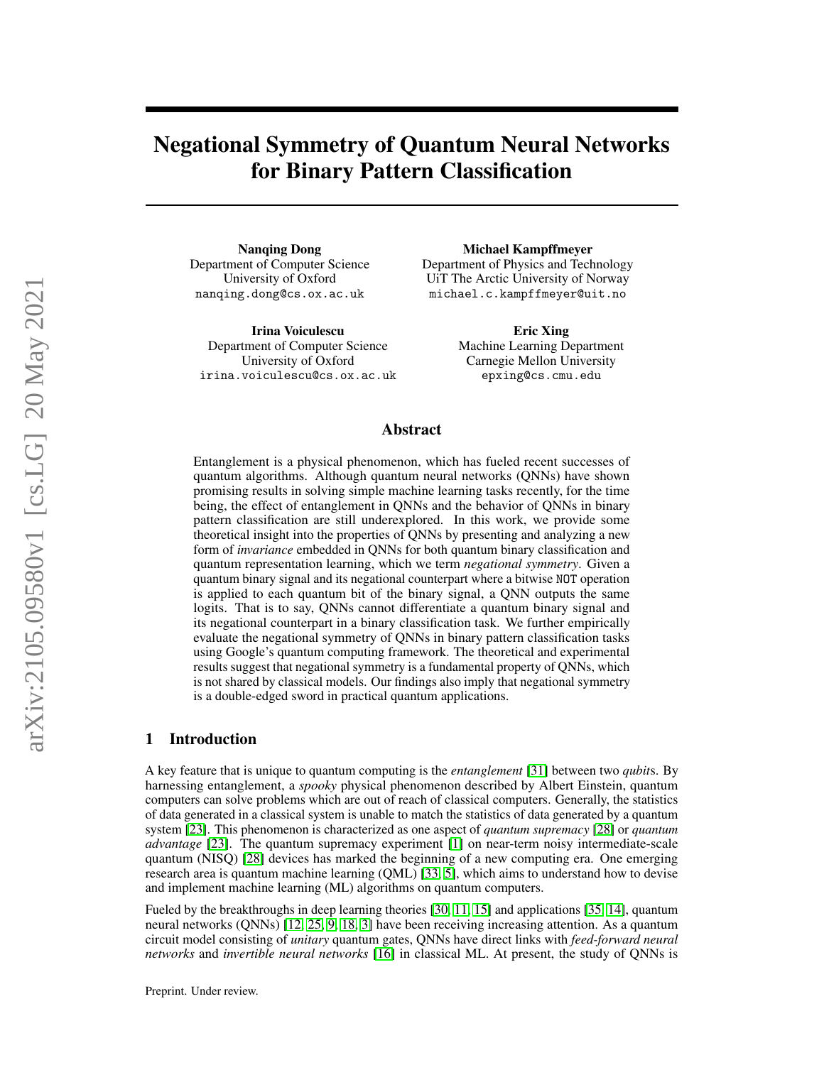# Negational Symmetry of Quantum Neural Networks for Binary Pattern Classification

**Nanqing Dong**
Department of Computer Science
University of Oxford
nanqing.dong@cs.ox.ac.uk

**Michael Kampffmeyer**
Department of Physics and Technology
UiT The Arctic University of Norway
michael.c.kampffmeyer@uit.no

**Irina Voiculescu**
Department of Computer Science
University of Oxford
irina.voiculescu@cs.ox.ac.uk

**Eric Xing**
Machine Learning Department
Carnegie Mellon University
epxing@cs.cmu.edu

## Abstract

Entanglement is a physical phenomenon, which has fueled recent successes of quantum algorithms. Although quantum neural networks (QNNs) have shown promising results in solving simple machine learning tasks recently, for the time being, the effect of entanglement in QNNs and the behavior of QNNs in binary pattern classification are still underexplored. In this work, we provide some theoretical insight into the properties of QNNs by presenting and analyzing a new form of *invariance* embedded in QNNs for both quantum binary classification and quantum representation learning, which we term *negational symmetry*. Given a quantum binary signal and its negational counterpart where a bitwise `NOT` operation is applied to each quantum bit of the binary signal, a QNN outputs the same logits. That is to say, QNNs cannot differentiate a quantum binary signal and its negational counterpart in a binary classification task. We further empirically evaluate the negational symmetry of QNNs in binary pattern classification tasks using Google's quantum computing framework. The theoretical and experimental results suggest that negational symmetry is a fundamental property of QNNs, which is not shared by classical models. Our findings also imply that negational symmetry is a double-edged sword in practical quantum applications.

## 1 Introduction

A key feature that is unique to quantum computing is the *entanglement* [31] between two *qubit*s. By harnessing entanglement, a *spooky* physical phenomenon described by Albert Einstein, quantum computers can solve problems which are out of reach of classical computers. Generally, the statistics of data generated in a classical system is unable to match the statistics of data generated by a quantum system [23]. This phenomenon is characterized as one aspect of *quantum supremacy* [28] or *quantum advantage* [23]. The quantum supremacy experiment [1] on near-term noisy intermediate-scale quantum (NISQ) [28] devices has marked the beginning of a new computing era. One emerging research area is quantum machine learning (QML) [33, 5], which aims to understand how to devise and implement machine learning (ML) algorithms on quantum computers.

Fueled by the breakthroughs in deep learning theories [30, 11, 15] and applications [35, 14], quantum neural networks (QNNs) [12, 25, 9, 18, 3] have been receiving increasing attention. As a quantum circuit model consisting of *unitary* quantum gates, QNNs have direct links with *feed-forward neural networks* and *invertible neural networks* [16] in classical ML. At present, the study of QNNs is

Preprint. Under review.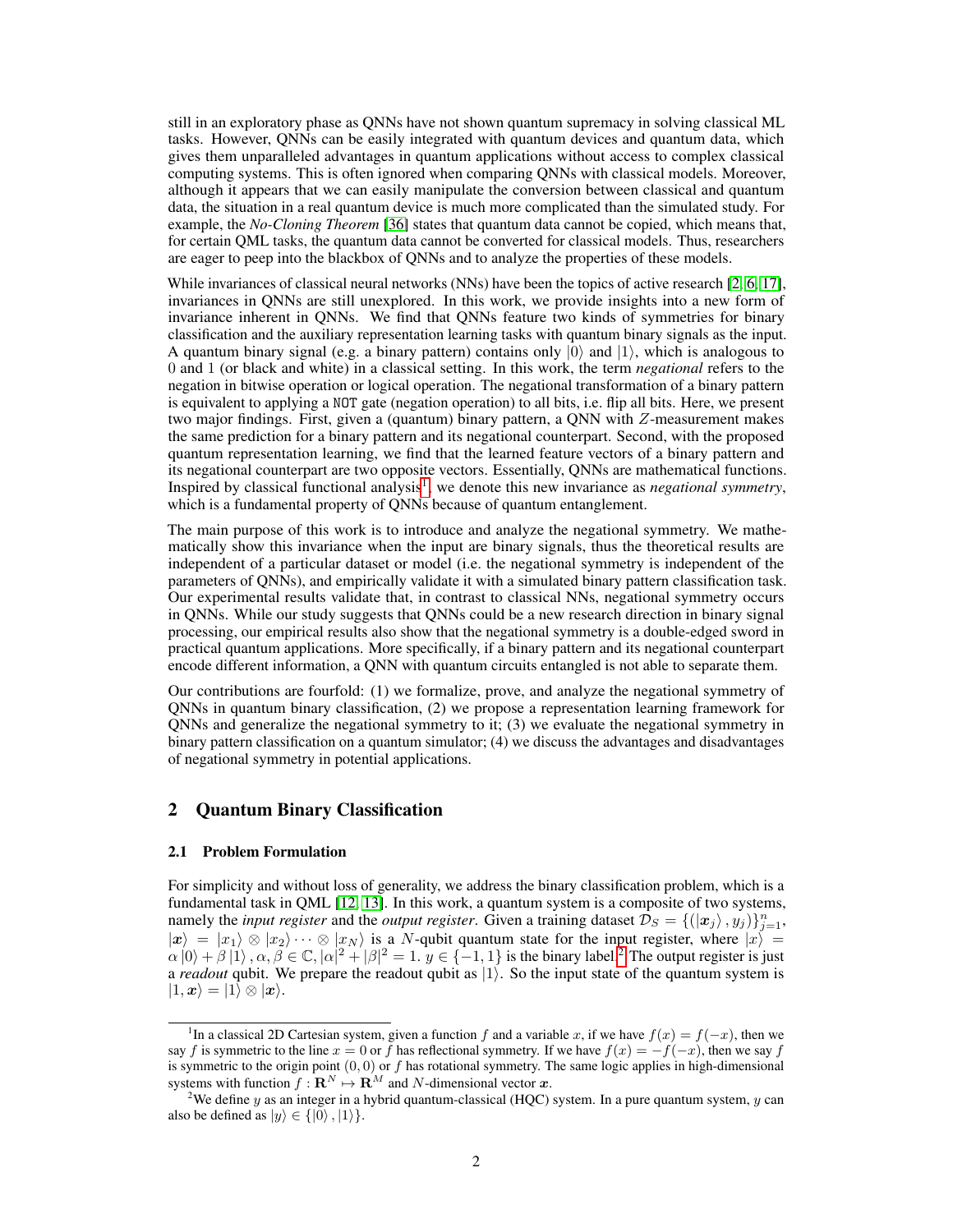still in an exploratory phase as QNNs have not shown quantum supremacy in solving classical ML tasks. However, QNNs can be easily integrated with quantum devices and quantum data, which gives them unparalleled advantages in quantum applications without access to complex classical computing systems. This is often ignored when comparing QNNs with classical models. Moreover, although it appears that we can easily manipulate the conversion between classical and quantum data, the situation in a real quantum device is much more complicated than the simulated study. For example, the *No-Cloning Theorem* [36] states that quantum data cannot be copied, which means that, for certain QML tasks, the quantum data cannot be converted for classical models. Thus, researchers are eager to peep into the blackbox of QNNs and to analyze the properties of these models.

While invariances of classical neural networks (NNs) have been the topics of active research [2, 6, 17], invariances in QNNs are still unexplored. In this work, we provide insights into a new form of invariance inherent in QNNs. We find that QNNs feature two kinds of symmetries for binary classification and the auxiliary representation learning tasks with quantum binary signals as the input. A quantum binary signal (e.g. a binary pattern) contains only $|0\rangle$ and $|1\rangle$, which is analogous to 0 and 1 (or black and white) in a classical setting. In this work, the term *negational* refers to the negation in bitwise operation or logical operation. The negational transformation of a binary pattern is equivalent to applying a `NOT` gate (negation operation) to all bits, i.e. flip all bits. Here, we present two major findings. First, given a (quantum) binary pattern, a QNN with $Z$-measurement makes the same prediction for a binary pattern and its negational counterpart. Second, with the proposed quantum representation learning, we find that the learned feature vectors of a binary pattern and its negational counterpart are two opposite vectors. Essentially, QNNs are mathematical functions. Inspired by classical functional analysis[1], we denote this new invariance as *negational symmetry*, which is a fundamental property of QNNs because of quantum entanglement.

The main purpose of this work is to introduce and analyze the negational symmetry. We mathematically show this invariance when the input are binary signals, thus the theoretical results are independent of a particular dataset or model (i.e. the negational symmetry is independent of the parameters of QNNs), and empirically validate it with a simulated binary pattern classification task. Our experimental results validate that, in contrast to classical NNs, negational symmetry occurs in QNNs. While our study suggests that QNNs could be a new research direction in binary signal processing, our empirical results also show that the negational symmetry is a double-edged sword in practical quantum applications. More specifically, if a binary pattern and its negational counterpart encode different information, a QNN with quantum circuits entangled is not able to separate them.

Our contributions are fourfold: (1) we formalize, prove, and analyze the negational symmetry of QNNs in quantum binary classification, (2) we propose a representation learning framework for QNNs and generalize the negational symmetry to it; (3) we evaluate the negational symmetry in binary pattern classification on a quantum simulator; (4) we discuss the advantages and disadvantages of negational symmetry in potential applications.

## 2 Quantum Binary Classification

### 2.1 Problem Formulation

For simplicity and without loss of generality, we address the binary classification problem, which is a fundamental task in QML [12, 13]. In this work, a quantum system is a composite of two systems, namely the *input register* and the *output register*. Given a training dataset $\mathcal{D}_S = \{(|\boldsymbol{x}_j\rangle, y_j)\}_{j=1}^{n}$, $|\boldsymbol{x}\rangle = |x_1\rangle \otimes |x_2\rangle \cdots \otimes |x_N\rangle$ is a $N$-qubit quantum state for the input register, where $|x\rangle = \alpha|0\rangle + \beta|1\rangle, \alpha, \beta \in \mathbb{C}, |\alpha|^2 + |\beta|^2 = 1$. $y \in \{-1, 1\}$ is the binary label.[2] The output register is just a *readout* qubit. We prepare the readout qubit as $|1\rangle$. So the input state of the quantum system is $|1, \boldsymbol{x}\rangle = |1\rangle \otimes |\boldsymbol{x}\rangle$.

---

[1] In a classical 2D Cartesian system, given a function $f$ and a variable $x$, if we have $f(x) = f(-x)$, then we say $f$ is symmetric to the line $x = 0$ or $f$ has reflectional symmetry. If we have $f(x) = -f(-x)$, then we say $f$ is symmetric to the origin point $(0, 0)$ or $f$ has rotational symmetry. The same logic applies in high-dimensional systems with function $f : \mathbf{R}^N \mapsto \mathbf{R}^M$ and $N$-dimensional vector $\boldsymbol{x}$.

[2] We define $y$ as an integer in a hybrid quantum-classical (HQC) system. In a pure quantum system, $y$ can also be defined as $|y\rangle \in \{|0\rangle, |1\rangle\}$.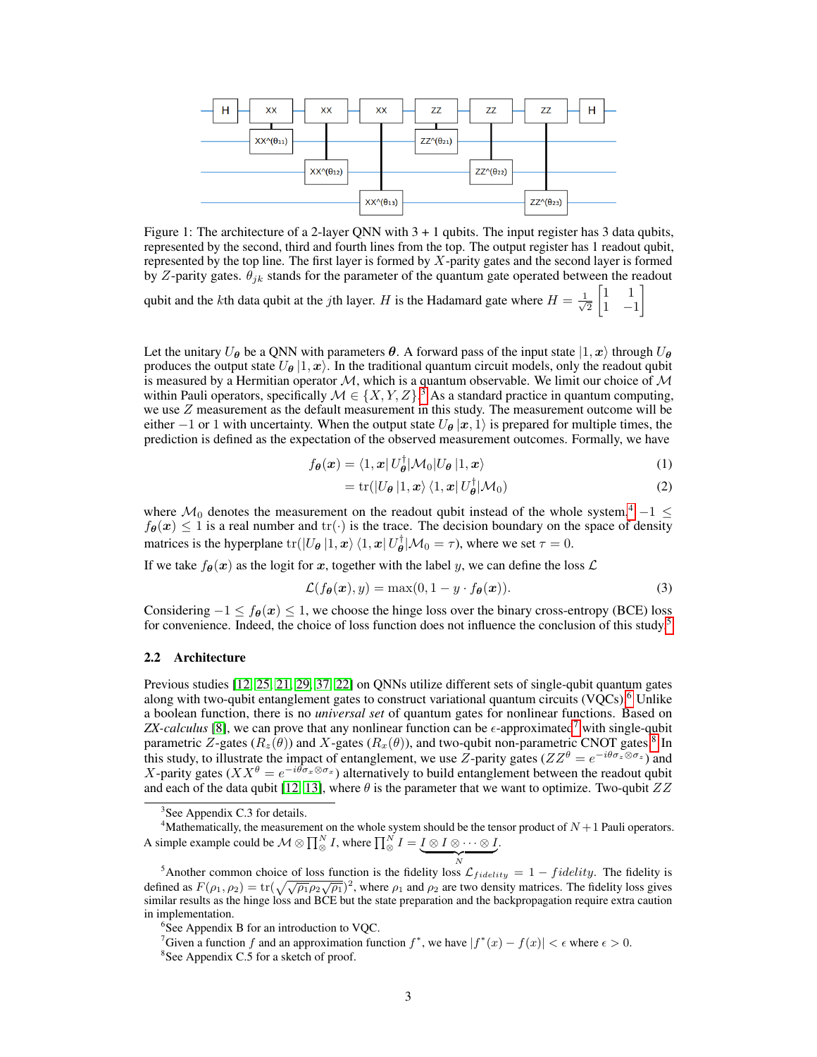Figure 1: The architecture of a 2-layer QNN with 3 + 1 qubits. The input register has 3 data qubits, represented by the second, third and fourth lines from the top. The output register has 1 readout qubit, represented by the top line. The first layer is formed by $X$-parity gates and the second layer is formed by $Z$-parity gates. $\theta_{jk}$ stands for the parameter of the quantum gate operated between the readout qubit and the $k$th data qubit at the $j$th layer. $H$ is the Hadamard gate where $H = \frac{1}{\sqrt{2}} \begin{bmatrix} 1 & 1 \\ 1 & -1 \end{bmatrix}$

Let the unitary $U_{\boldsymbol{\theta}}$ be a QNN with parameters $\boldsymbol{\theta}$. A forward pass of the input state $|1, \boldsymbol{x}\rangle$ through $U_{\boldsymbol{\theta}}$ produces the output state $U_{\boldsymbol{\theta}} |1, \boldsymbol{x}\rangle$. In the traditional quantum circuit models, only the readout qubit is measured by a Hermitian operator $\mathcal{M}$, which is a quantum observable. We limit our choice of $\mathcal{M}$ within Pauli operators, specifically $\mathcal{M} \in \{X, Y, Z\}$.[3] As a standard practice in quantum computing, we use $Z$ measurement as the default measurement in this study. The measurement outcome will be either $-1$ or 1 with uncertainty. When the output state $U_{\boldsymbol{\theta}} |\boldsymbol{x}, 1\rangle$ is prepared for multiple times, the prediction is defined as the expectation of the observed measurement outcomes. Formally, we have

$$f_{\boldsymbol{\theta}}(\boldsymbol{x}) = \langle 1, \boldsymbol{x}| U_{\boldsymbol{\theta}}^{\dagger} | \mathcal{M}_0 | U_{\boldsymbol{\theta}} |1, \boldsymbol{x}\rangle \tag{1}$$

$$= \mathrm{tr}(|U_{\boldsymbol{\theta}} |1, \boldsymbol{x}\rangle \langle 1, \boldsymbol{x}| U_{\boldsymbol{\theta}}^{\dagger} | \mathcal{M}_0) \tag{2}$$

where $\mathcal{M}_0$ denotes the measurement on the readout qubit instead of the whole system.[4] $-1 \leq f_{\boldsymbol{\theta}}(\boldsymbol{x}) \leq 1$ is a real number and $\mathrm{tr}(\cdot)$ is the trace. The decision boundary on the space of density matrices is the hyperplane $\mathrm{tr}(|U_{\boldsymbol{\theta}} |1, \boldsymbol{x}\rangle \langle 1, \boldsymbol{x}| U_{\boldsymbol{\theta}}^{\dagger} | \mathcal{M}_0 = \tau)$, where we set $\tau = 0$.

If we take $f_{\boldsymbol{\theta}}(\boldsymbol{x})$ as the logit for $\boldsymbol{x}$, together with the label $y$, we can define the loss $\mathcal{L}$

$$\mathcal{L}(f_{\boldsymbol{\theta}}(\boldsymbol{x}), y) = \max(0, 1 - y \cdot f_{\boldsymbol{\theta}}(\boldsymbol{x})). \tag{3}$$

Considering $-1 \leq f_{\boldsymbol{\theta}}(\boldsymbol{x}) \leq 1$, we choose the hinge loss over the binary cross-entropy (BCE) loss for convenience. Indeed, the choice of loss function does not influence the conclusion of this study.[5]

### 2.2 Architecture

Previous studies [12, 25, 21, 29, 37, 22] on QNNs utilize different sets of single-qubit quantum gates along with two-qubit entanglement gates to construct variational quantum circuits (VQCs).[6] Unlike a boolean function, there is no *universal set* of quantum gates for nonlinear functions. Based on *ZX-calculus* [8], we can prove that any nonlinear function can be $\epsilon$-approximated[7] with single-qubit parametric $Z$-gates ($R_z(\theta)$) and $X$-gates ($R_x(\theta)$), and two-qubit non-parametric CNOT gates.[8] In this study, to illustrate the impact of entanglement, we use $Z$-parity gates ($ZZ^{\theta} = e^{-i\theta\sigma_z \otimes \sigma_z}$) and $X$-parity gates ($XX^{\theta} = e^{-i\theta\sigma_x \otimes \sigma_x}$) alternatively to build entanglement between the readout qubit and each of the data qubit [12, 13], where $\theta$ is the parameter that we want to optimize. Two-qubit $ZZ$

---

[3] See Appendix C.3 for details.

[4] Mathematically, the measurement on the whole system should be the tensor product of $N+1$ Pauli operators. A simple example could be $\mathcal{M} \otimes \prod_{\otimes}^{N} I$, where $\prod_{\otimes}^{N} I = \underbrace{I \otimes I \otimes \cdots \otimes I}_{N}$.

[5] Another common choice of loss function is the fidelity loss $\mathcal{L}_{fidelity} = 1 - fidelity$. The fidelity is defined as $F(\rho_1, \rho_2) = \mathrm{tr}(\sqrt{\sqrt{\rho_1}\rho_2\sqrt{\rho_1}})^2$, where $\rho_1$ and $\rho_2$ are two density matrices. The fidelity loss gives similar results as the hinge loss and BCE but the state preparation and the backpropagation require extra caution in implementation.

[6] See Appendix B for an introduction to VQC.

[7] Given a function $f$ and an approximation function $f^*$, we have $|f^*(x) - f(x)| < \epsilon$ where $\epsilon > 0$.

[8] See Appendix C.5 for a sketch of proof.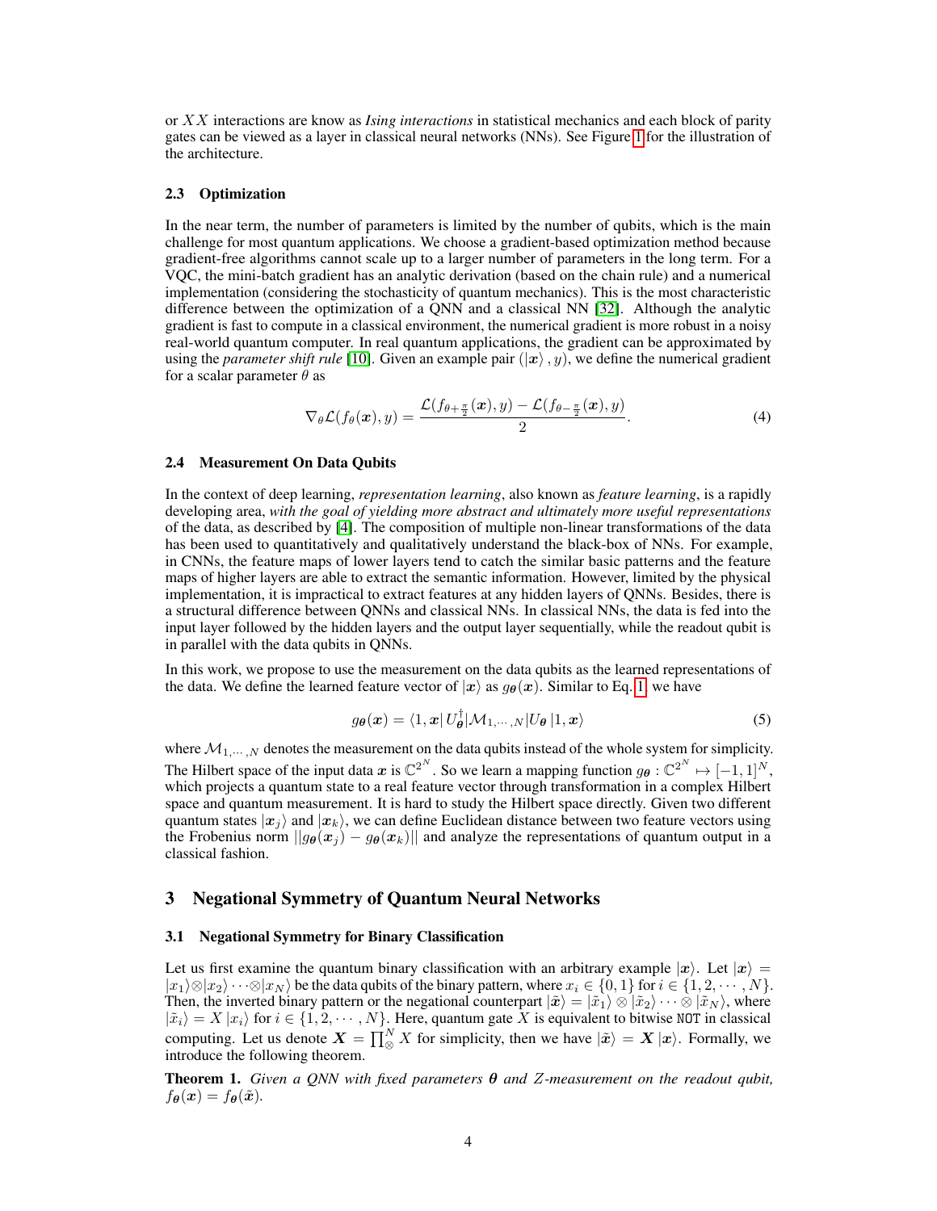or $XX$ interactions are know as *Ising interactions* in statistical mechanics and each block of parity gates can be viewed as a layer in classical neural networks (NNs). See Figure 1 for the illustration of the architecture.

### 2.3 Optimization

In the near term, the number of parameters is limited by the number of qubits, which is the main challenge for most quantum applications. We choose a gradient-based optimization method because gradient-free algorithms cannot scale up to a larger number of parameters in the long term. For a VQC, the mini-batch gradient has an analytic derivation (based on the chain rule) and a numerical implementation (considering the stochasticity of quantum mechanics). This is the most characteristic difference between the optimization of a QNN and a classical NN [32]. Although the analytic gradient is fast to compute in a classical environment, the numerical gradient is more robust in a noisy real-world quantum computer. In real quantum applications, the gradient can be approximated by using the *parameter shift rule* [10]. Given an example pair $(|\boldsymbol{x}\rangle, y)$, we define the numerical gradient for a scalar parameter $\theta$ as

$$\nabla_\theta \mathcal{L}(f_\theta(\boldsymbol{x}), y) = \frac{\mathcal{L}(f_{\theta+\frac{\pi}{2}}(\boldsymbol{x}), y) - \mathcal{L}(f_{\theta-\frac{\pi}{2}}(\boldsymbol{x}), y)}{2}. \tag{4}$$

### 2.4 Measurement On Data Qubits

In the context of deep learning, *representation learning*, also known as *feature learning*, is a rapidly developing area, *with the goal of yielding more abstract and ultimately more useful representations* of the data, as described by [4]. The composition of multiple non-linear transformations of the data has been used to quantitatively and qualitatively understand the black-box of NNs. For example, in CNNs, the feature maps of lower layers tend to catch the similar basic patterns and the feature maps of higher layers are able to extract the semantic information. However, limited by the physical implementation, it is impractical to extract features at any hidden layers of QNNs. Besides, there is a structural difference between QNNs and classical NNs. In classical NNs, the data is fed into the input layer followed by the hidden layers and the output layer sequentially, while the readout qubit is in parallel with the data qubits in QNNs.

In this work, we propose to use the measurement on the data qubits as the learned representations of the data. We define the learned feature vector of $|\boldsymbol{x}\rangle$ as $g_{\boldsymbol{\theta}}(\boldsymbol{x})$. Similar to Eq. 1, we have

$$g_{\boldsymbol{\theta}}(\boldsymbol{x}) = \langle 1, \boldsymbol{x}| U_{\boldsymbol{\theta}}^\dagger |\mathcal{M}_{1,\cdots,N}| U_{\boldsymbol{\theta}} |1, \boldsymbol{x}\rangle \tag{5}$$

where $\mathcal{M}_{1,\cdots,N}$ denotes the measurement on the data qubits instead of the whole system for simplicity. The Hilbert space of the input data $\boldsymbol{x}$ is $\mathbb{C}^{2^N}$. So we learn a mapping function $g_{\boldsymbol{\theta}} : \mathbb{C}^{2^N} \mapsto [-1, 1]^N$, which projects a quantum state to a real feature vector through transformation in a complex Hilbert space and quantum measurement. It is hard to study the Hilbert space directly. Given two different quantum states $|\boldsymbol{x}_j\rangle$ and $|\boldsymbol{x}_k\rangle$, we can define Euclidean distance between two feature vectors using the Frobenius norm $||g_{\boldsymbol{\theta}}(\boldsymbol{x}_j) - g_{\boldsymbol{\theta}}(\boldsymbol{x}_k)||$ and analyze the representations of quantum output in a classical fashion.

## 3 Negational Symmetry of Quantum Neural Networks

### 3.1 Negational Symmetry for Binary Classification

Let us first examine the quantum binary classification with an arbitrary example $|\boldsymbol{x}\rangle$. Let $|\boldsymbol{x}\rangle = |x_1\rangle \otimes |x_2\rangle \cdots \otimes |x_N\rangle$ be the data qubits of the binary pattern, where $x_i \in \{0, 1\}$ for $i \in \{1, 2, \cdots, N\}$. Then, the inverted binary pattern or the negational counterpart $|\tilde{\boldsymbol{x}}\rangle = |\tilde{x}_1\rangle \otimes |\tilde{x}_2\rangle \cdots \otimes |\tilde{x}_N\rangle$, where $|\tilde{x}_i\rangle = X|x_i\rangle$ for $i \in \{1, 2, \cdots, N\}$. Here, quantum gate $X$ is equivalent to bitwise `NOT` in classical computing. Let us denote $\boldsymbol{X} = \prod_{\otimes}^N X$ for simplicity, then we have $|\tilde{\boldsymbol{x}}\rangle = \boldsymbol{X}|\boldsymbol{x}\rangle$. Formally, we introduce the following theorem.

**Theorem 1.** *Given a QNN with fixed parameters $\boldsymbol{\theta}$ and $Z$-measurement on the readout qubit, $f_{\boldsymbol{\theta}}(\boldsymbol{x}) = f_{\boldsymbol{\theta}}(\tilde{\boldsymbol{x}})$.*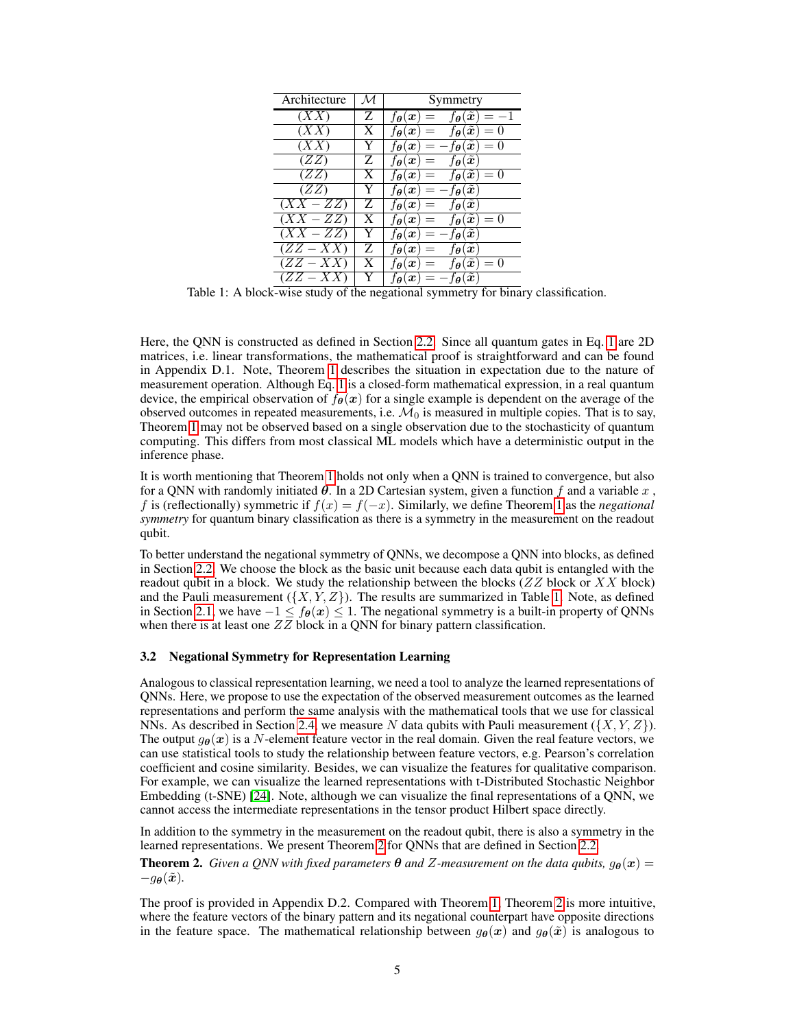| Architecture | $\mathcal{M}$ | Symmetry |
|---|---|---|
| $(XX)$ | Z | $f_{\boldsymbol{\theta}}(\boldsymbol{x}) = \quad f_{\boldsymbol{\theta}}(\tilde{\boldsymbol{x}}) = -1$ |
| $(XX)$ | X | $f_{\boldsymbol{\theta}}(\boldsymbol{x}) = \quad f_{\boldsymbol{\theta}}(\tilde{\boldsymbol{x}}) = 0$ |
| $(XX)$ | Y | $f_{\boldsymbol{\theta}}(\boldsymbol{x}) = -f_{\boldsymbol{\theta}}(\tilde{\boldsymbol{x}}) = 0$ |
| $(ZZ)$ | Z | $f_{\boldsymbol{\theta}}(\boldsymbol{x}) = \quad f_{\boldsymbol{\theta}}(\tilde{\boldsymbol{x}})$ |
| $(ZZ)$ | X | $f_{\boldsymbol{\theta}}(\boldsymbol{x}) = \quad f_{\boldsymbol{\theta}}(\tilde{\boldsymbol{x}}) = 0$ |
| $(ZZ)$ | Y | $f_{\boldsymbol{\theta}}(\boldsymbol{x}) = -f_{\boldsymbol{\theta}}(\tilde{\boldsymbol{x}})$ |
| $(XX-ZZ)$ | Z | $f_{\boldsymbol{\theta}}(\boldsymbol{x}) = \quad f_{\boldsymbol{\theta}}(\tilde{\boldsymbol{x}})$ |
| $(XX-ZZ)$ | X | $f_{\boldsymbol{\theta}}(\boldsymbol{x}) = \quad f_{\boldsymbol{\theta}}(\tilde{\boldsymbol{x}}) = 0$ |
| $(XX-ZZ)$ | Y | $f_{\boldsymbol{\theta}}(\boldsymbol{x}) = -f_{\boldsymbol{\theta}}(\tilde{\boldsymbol{x}})$ |
| $(ZZ-XX)$ | Z | $f_{\boldsymbol{\theta}}(\boldsymbol{x}) = \quad f_{\boldsymbol{\theta}}(\tilde{\boldsymbol{x}})$ |
| $(ZZ-XX)$ | X | $f_{\boldsymbol{\theta}}(\boldsymbol{x}) = \quad f_{\boldsymbol{\theta}}(\tilde{\boldsymbol{x}}) = 0$ |
| $(ZZ-XX)$ | Y | $f_{\boldsymbol{\theta}}(\boldsymbol{x}) = -f_{\boldsymbol{\theta}}(\tilde{\boldsymbol{x}})$ |

Table 1: A block-wise study of the negational symmetry for binary classification.

Here, the QNN is constructed as defined in Section 2.2. Since all quantum gates in Eq. 1 are 2D matrices, i.e. linear transformations, the mathematical proof is straightforward and can be found in Appendix D.1. Note, Theorem 1 describes the situation in expectation due to the nature of measurement operation. Although Eq. 1 is a closed-form mathematical expression, in a real quantum device, the empirical observation of $f_{\boldsymbol{\theta}}(\boldsymbol{x})$ for a single example is dependent on the average of the observed outcomes in repeated measurements, i.e. $\mathcal{M}_0$ is measured in multiple copies. That is to say, Theorem 1 may not be observed based on a single observation due to the stochasticity of quantum computing. This differs from most classical ML models which have a deterministic output in the inference phase.

It is worth mentioning that Theorem 1 holds not only when a QNN is trained to convergence, but also for a QNN with randomly initiated $\boldsymbol{\theta}$. In a 2D Cartesian system, given a function $f$ and a variable $x$ , $f$ is (reflectionally) symmetric if $f(x) = f(-x)$. Similarly, we define Theorem 1 as the *negational symmetry* for quantum binary classification as there is a symmetry in the measurement on the readout qubit.

To better understand the negational symmetry of QNNs, we decompose a QNN into blocks, as defined in Section 2.2. We choose the block as the basic unit because each data qubit is entangled with the readout qubit in a block. We study the relationship between the blocks ($ZZ$ block or $XX$ block) and the Pauli measurement ($\{X, Y, Z\}$). The results are summarized in Table 1. Note, as defined in Section 2.1, we have $-1 \leq f_{\boldsymbol{\theta}}(\boldsymbol{x}) \leq 1$. The negational symmetry is a built-in property of QNNs when there is at least one $ZZ$ block in a QNN for binary pattern classification.

### 3.2 Negational Symmetry for Representation Learning

Analogous to classical representation learning, we need a tool to analyze the learned representations of QNNs. Here, we propose to use the expectation of the observed measurement outcomes as the learned representations and perform the same analysis with the mathematical tools that we use for classical NNs. As described in Section 2.4, we measure $N$ data qubits with Pauli measurement ($\{X, Y, Z\}$). The output $g_{\boldsymbol{\theta}}(\boldsymbol{x})$ is a $N$-element feature vector in the real domain. Given the real feature vectors, we can use statistical tools to study the relationship between feature vectors, e.g. Pearson's correlation coefficient and cosine similarity. Besides, we can visualize the features for qualitative comparison. For example, we can visualize the learned representations with t-Distributed Stochastic Neighbor Embedding (t-SNE) [24]. Note, although we can visualize the final representations of a QNN, we cannot access the intermediate representations in the tensor product Hilbert space directly.

In addition to the symmetry in the measurement on the readout qubit, there is also a symmetry in the learned representations. We present Theorem 2 for QNNs that are defined in Section 2.2.

**Theorem 2.** *Given a QNN with fixed parameters $\boldsymbol{\theta}$ and $Z$-measurement on the data qubits, $g_{\boldsymbol{\theta}}(\boldsymbol{x}) = -g_{\boldsymbol{\theta}}(\tilde{\boldsymbol{x}})$.*

The proof is provided in Appendix D.2. Compared with Theorem 1, Theorem 2 is more intuitive, where the feature vectors of the binary pattern and its negational counterpart have opposite directions in the feature space. The mathematical relationship between $g_{\boldsymbol{\theta}}(\boldsymbol{x})$ and $g_{\boldsymbol{\theta}}(\tilde{\boldsymbol{x}})$ is analogous to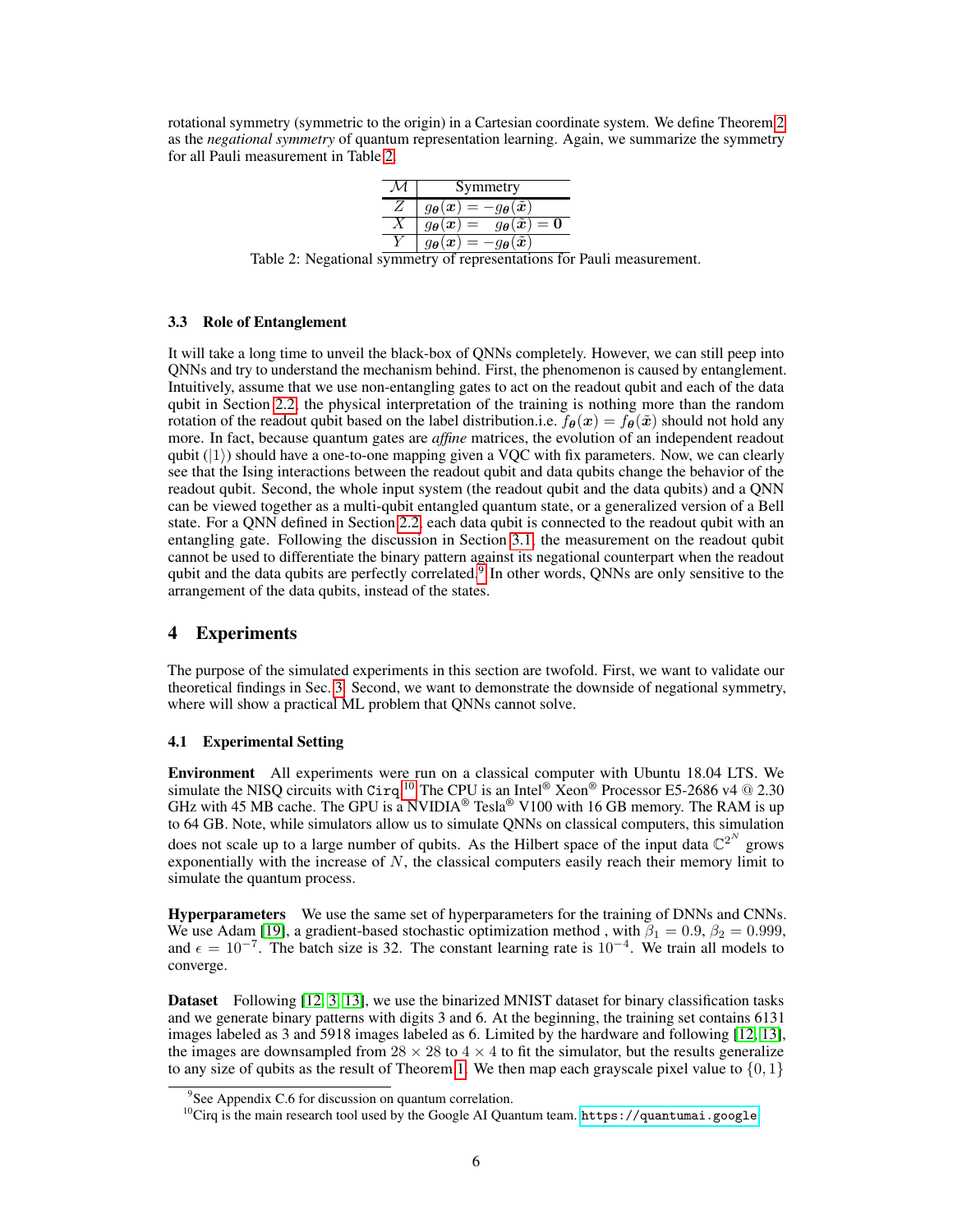rotational symmetry (symmetric to the origin) in a Cartesian coordinate system. We define Theorem 2 as the *negational symmetry* of quantum representation learning. Again, we summarize the symmetry for all Pauli measurement in Table 2.

| $\mathcal{M}$ | Symmetry |
|---|---|
| $Z$ | $g_{\boldsymbol{\theta}}(\boldsymbol{x}) = -g_{\boldsymbol{\theta}}(\tilde{\boldsymbol{x}})$ |
| $X$ | $g_{\boldsymbol{\theta}}(\boldsymbol{x}) = \quad g_{\boldsymbol{\theta}}(\tilde{\boldsymbol{x}}) = \boldsymbol{0}$ |
| $Y$ | $g_{\boldsymbol{\theta}}(\boldsymbol{x}) = -g_{\boldsymbol{\theta}}(\tilde{\boldsymbol{x}})$ |

Table 2: Negational symmetry of representations for Pauli measurement.

### 3.3 Role of Entanglement

It will take a long time to unveil the black-box of QNNs completely. However, we can still peep into QNNs and try to understand the mechanism behind. First, the phenomenon is caused by entanglement. Intuitively, assume that we use non-entangling gates to act on the readout qubit and each of the data qubit in Section 2.2, the physical interpretation of the training is nothing more than the random rotation of the readout qubit based on the label distribution.i.e. $f_{\boldsymbol{\theta}}(\boldsymbol{x}) = f_{\boldsymbol{\theta}}(\tilde{\boldsymbol{x}})$ should not hold any more. In fact, because quantum gates are *affine* matrices, the evolution of an independent readout qubit ($|1\rangle$) should have a one-to-one mapping given a VQC with fix parameters. Now, we can clearly see that the Ising interactions between the readout qubit and data qubits change the behavior of the readout qubit. Second, the whole input system (the readout qubit and the data qubits) and a QNN can be viewed together as a multi-qubit entangled quantum state, or a generalized version of a Bell state. For a QNN defined in Section 2.2, each data qubit is connected to the readout qubit with an entangling gate. Following the discussion in Section 3.1, the measurement on the readout qubit cannot be used to differentiate the binary pattern against its negational counterpart when the readout qubit and the data qubits are perfectly correlated.[9] In other words, QNNs are only sensitive to the arrangement of the data qubits, instead of the states.

## 4 Experiments

The purpose of the simulated experiments in this section are twofold. First, we want to validate our theoretical findings in Sec. 3. Second, we want to demonstrate the downside of negational symmetry, where will show a practical ML problem that QNNs cannot solve.

### 4.1 Experimental Setting

**Environment** All experiments were run on a classical computer with Ubuntu 18.04 LTS. We simulate the NISQ circuits with `Cirq`.[10] The CPU is an Intel® Xeon® Processor E5-2686 v4 @ 2.30 GHz with 45 MB cache. The GPU is a NVIDIA® Tesla® V100 with 16 GB memory. The RAM is up to 64 GB. Note, while simulators allow us to simulate QNNs on classical computers, this simulation does not scale up to a large number of qubits. As the Hilbert space of the input data $\mathbb{C}^{2^N}$ grows exponentially with the increase of $N$, the classical computers easily reach their memory limit to simulate the quantum process.

**Hyperparameters** We use the same set of hyperparameters for the training of DNNs and CNNs. We use Adam [19], a gradient-based stochastic optimization method , with $\beta_1 = 0.9$, $\beta_2 = 0.999$, and $\epsilon = 10^{-7}$. The batch size is 32. The constant learning rate is $10^{-4}$. We train all models to converge.

**Dataset** Following [12, 3, 13], we use the binarized MNIST dataset for binary classification tasks and we generate binary patterns with digits 3 and 6. At the beginning, the training set contains 6131 images labeled as 3 and 5918 images labeled as 6. Limited by the hardware and following [12, 13], the images are downsampled from $28 \times 28$ to $4 \times 4$ to fit the simulator, but the results generalize to any size of qubits as the result of Theorem 1. We then map each grayscale pixel value to $\{0, 1\}$

[9] See Appendix C.6 for discussion on quantum correlation.

[10] Cirq is the main research tool used by the Google AI Quantum team. https://quantumai.google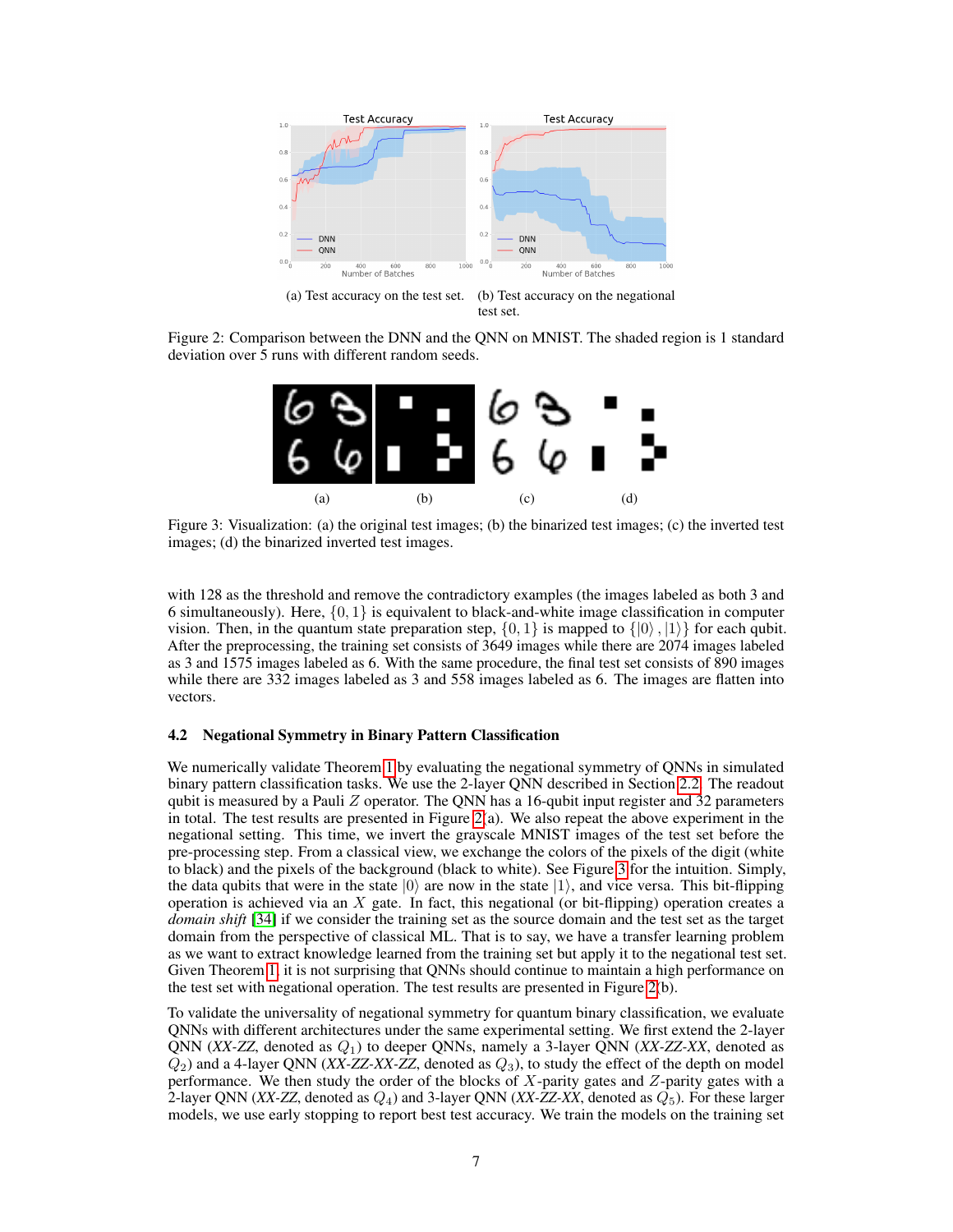(a) Test accuracy on the test set.

(b) Test accuracy on the negational test set.

Figure 2: Comparison between the DNN and the QNN on MNIST. The shaded region is 1 standard deviation over 5 runs with different random seeds.

(a) (b) (c) (d)

Figure 3: Visualization: (a) the original test images; (b) the binarized test images; (c) the inverted test images; (d) the binarized inverted test images.

with 128 as the threshold and remove the contradictory examples (the images labeled as both 3 and 6 simultaneously). Here, $\{0, 1\}$ is equivalent to black-and-white image classification in computer vision. Then, in the quantum state preparation step, $\{0, 1\}$ is mapped to $\{|0\rangle, |1\rangle\}$ for each qubit. After the preprocessing, the training set consists of 3649 images while there are 2074 images labeled as 3 and 1575 images labeled as 6. With the same procedure, the final test set consists of 890 images while there are 332 images labeled as 3 and 558 images labeled as 6. The images are flatten into vectors.

### 4.2 Negational Symmetry in Binary Pattern Classification

We numerically validate Theorem 1 by evaluating the negational symmetry of QNNs in simulated binary pattern classification tasks. We use the 2-layer QNN described in Section 2.2. The readout qubit is measured by a Pauli $Z$ operator. The QNN has a 16-qubit input register and 32 parameters in total. The test results are presented in Figure 2(a). We also repeat the above experiment in the negational setting. This time, we invert the grayscale MNIST images of the test set before the pre-processing step. From a classical view, we exchange the colors of the pixels of the digit (white to black) and the pixels of the background (black to white). See Figure 3 for the intuition. Simply, the data qubits that were in the state $|0\rangle$ are now in the state $|1\rangle$, and vice versa. This bit-flipping operation is achieved via an $X$ gate. In fact, this negational (or bit-flipping) operation creates a *domain shift* [34] if we consider the training set as the source domain and the test set as the target domain from the perspective of classical ML. That is to say, we have a transfer learning problem as we want to extract knowledge learned from the training set but apply it to the negational test set. Given Theorem 1, it is not surprising that QNNs should continue to maintain a high performance on the test set with negational operation. The test results are presented in Figure 2(b).

To validate the universality of negational symmetry for quantum binary classification, we evaluate QNNs with different architectures under the same experimental setting. We first extend the 2-layer QNN (*XX-ZZ*, denoted as $Q_1$) to deeper QNNs, namely a 3-layer QNN (*XX-ZZ-XX*, denoted as $Q_2$) and a 4-layer QNN (*XX-ZZ-XX-ZZ*, denoted as $Q_3$), to study the effect of the depth on model performance. We then study the order of the blocks of $X$-parity gates and $Z$-parity gates with a 2-layer QNN (*XX-ZZ*, denoted as $Q_4$) and 3-layer QNN (*XX-ZZ-XX*, denoted as $Q_5$). For these larger models, we use early stopping to report best test accuracy. We train the models on the training set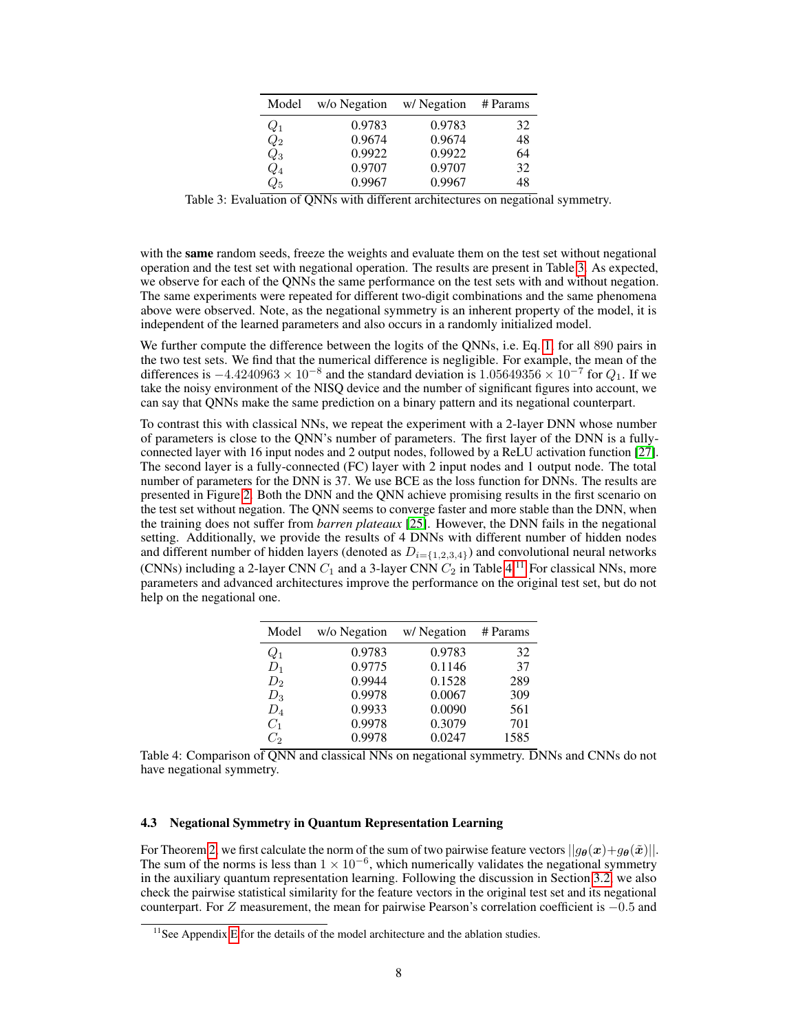| Model | w/o Negation | w/ Negation | # Params |
|---|---|---|---|
| $Q_1$ | 0.9783 | 0.9783 | 32 |
| $Q_2$ | 0.9674 | 0.9674 | 48 |
| $Q_3$ | 0.9922 | 0.9922 | 64 |
| $Q_4$ | 0.9707 | 0.9707 | 32 |
| $Q_5$ | 0.9967 | 0.9967 | 48 |

Table 3: Evaluation of QNNs with different architectures on negational symmetry.

with the **same** random seeds, freeze the weights and evaluate them on the test set without negational operation and the test set with negational operation. The results are present in Table 3. As expected, we observe for each of the QNNs the same performance on the test sets with and without negation. The same experiments were repeated for different two-digit combinations and the same phenomena above were observed. Note, as the negational symmetry is an inherent property of the model, it is independent of the learned parameters and also occurs in a randomly initialized model.

We further compute the difference between the logits of the QNNs, i.e. Eq. 1, for all 890 pairs in the two test sets. We find that the numerical difference is negligible. For example, the mean of the differences is $-4.4240963 \times 10^{-8}$ and the standard deviation is $1.05649356 \times 10^{-7}$ for $Q_1$. If we take the noisy environment of the NISQ device and the number of significant figures into account, we can say that QNNs make the same prediction on a binary pattern and its negational counterpart.

To contrast this with classical NNs, we repeat the experiment with a 2-layer DNN whose number of parameters is close to the QNN's number of parameters. The first layer of the DNN is a fully-connected layer with 16 input nodes and 2 output nodes, followed by a ReLU activation function [27]. The second layer is a fully-connected (FC) layer with 2 input nodes and 1 output node. The total number of parameters for the DNN is 37. We use BCE as the loss function for DNNs. The results are presented in Figure 2. Both the DNN and the QNN achieve promising results in the first scenario on the test set without negation. The QNN seems to converge faster and more stable than the DNN, when the training does not suffer from *barren plateaux* [25]. However, the DNN fails in the negational setting. Additionally, we provide the results of 4 DNNs with different number of hidden nodes and different number of hidden layers (denoted as $D_{i=\{1,2,3,4\}}$) and convolutional neural networks (CNNs) including a 2-layer CNN $C_1$ and a 3-layer CNN $C_2$ in Table 4.[11] For classical NNs, more parameters and advanced architectures improve the performance on the original test set, but do not help on the negational one.

| Model | w/o Negation | w/ Negation | # Params |
|---|---|---|---|
| $Q_1$ | 0.9783 | 0.9783 | 32 |
| $D_1$ | 0.9775 | 0.1146 | 37 |
| $D_2$ | 0.9944 | 0.1528 | 289 |
| $D_3$ | 0.9978 | 0.0067 | 309 |
| $D_4$ | 0.9933 | 0.0090 | 561 |
| $C_1$ | 0.9978 | 0.3079 | 701 |
| $C_2$ | 0.9978 | 0.0247 | 1585 |

Table 4: Comparison of QNN and classical NNs on negational symmetry. DNNs and CNNs do not have negational symmetry.

### 4.3 Negational Symmetry in Quantum Representation Learning

For Theorem 2, we first calculate the norm of the sum of two pairwise feature vectors $||g_{\boldsymbol{\theta}}(\boldsymbol{x})+g_{\boldsymbol{\theta}}(\tilde{\boldsymbol{x}})||$. The sum of the norms is less than $1 \times 10^{-6}$, which numerically validates the negational symmetry in the auxiliary quantum representation learning. Following the discussion in Section 3.2, we also check the pairwise statistical similarity for the feature vectors in the original test set and its negational counterpart. For $Z$ measurement, the mean for pairwise Pearson's correlation coefficient is $-0.5$ and

[11] See Appendix E for the details of the model architecture and the ablation studies.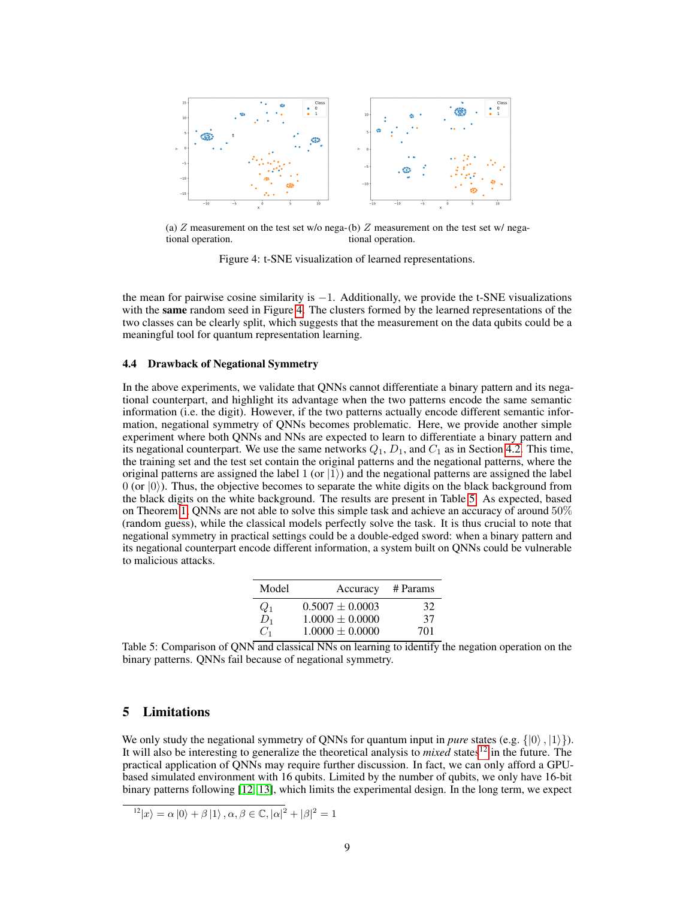(a) $Z$ measurement on the test set w/o negational operation.

(b) $Z$ measurement on the test set w/ negational operation.

Figure 4: t-SNE visualization of learned representations.

the mean for pairwise cosine similarity is $-1$. Additionally, we provide the t-SNE visualizations with the **same** random seed in Figure 4. The clusters formed by the learned representations of the two classes can be clearly split, which suggests that the measurement on the data qubits could be a meaningful tool for quantum representation learning.

### 4.4 Drawback of Negational Symmetry

In the above experiments, we validate that QNNs cannot differentiate a binary pattern and its negational counterpart, and highlight its advantage when the two patterns encode the same semantic information (i.e. the digit). However, if the two patterns actually encode different semantic information, negational symmetry of QNNs becomes problematic. Here, we provide another simple experiment where both QNNs and NNs are expected to learn to differentiate a binary pattern and its negational counterpart. We use the same networks $Q_1$, $D_1$, and $C_1$ as in Section 4.2. This time, the training set and the test set contain the original patterns and the negational patterns, where the original patterns are assigned the label 1 (or $|1\rangle$) and the negational patterns are assigned the label 0 (or $|0\rangle$). Thus, the objective becomes to separate the white digits on the black background from the black digits on the white background. The results are present in Table 5. As expected, based on Theorem 1, QNNs are not able to solve this simple task and achieve an accuracy of around $50\%$ (random guess), while the classical models perfectly solve the task. It is thus crucial to note that negational symmetry in practical settings could be a double-edged sword: when a binary pattern and its negational counterpart encode different information, a system built on QNNs could be vulnerable to malicious attacks.

| Model | Accuracy | # Params |
|---|---|---|
| $Q_1$ | $0.5007 \pm 0.0003$ | 32 |
| $D_1$ | $1.0000 \pm 0.0000$ | 37 |
| $C_1$ | $1.0000 \pm 0.0000$ | 701 |

Table 5: Comparison of QNN and classical NNs on learning to identify the negation operation on the binary patterns. QNNs fail because of negational symmetry.

## 5 Limitations

We only study the negational symmetry of QNNs for quantum input in *pure* states (e.g. $\{|0\rangle, |1\rangle\}$). It will also be interesting to generalize the theoretical analysis to *mixed* states[12] in the future. The practical application of QNNs may require further discussion. In fact, we can only afford a GPU-based simulated environment with 16 qubits. Limited by the number of qubits, we only have 16-bit binary patterns following [12, 13], which limits the experimental design. In the long term, we expect

[12] $|x\rangle = \alpha|0\rangle + \beta|1\rangle, \alpha, \beta \in \mathbb{C}, |\alpha|^2 + |\beta|^2 = 1$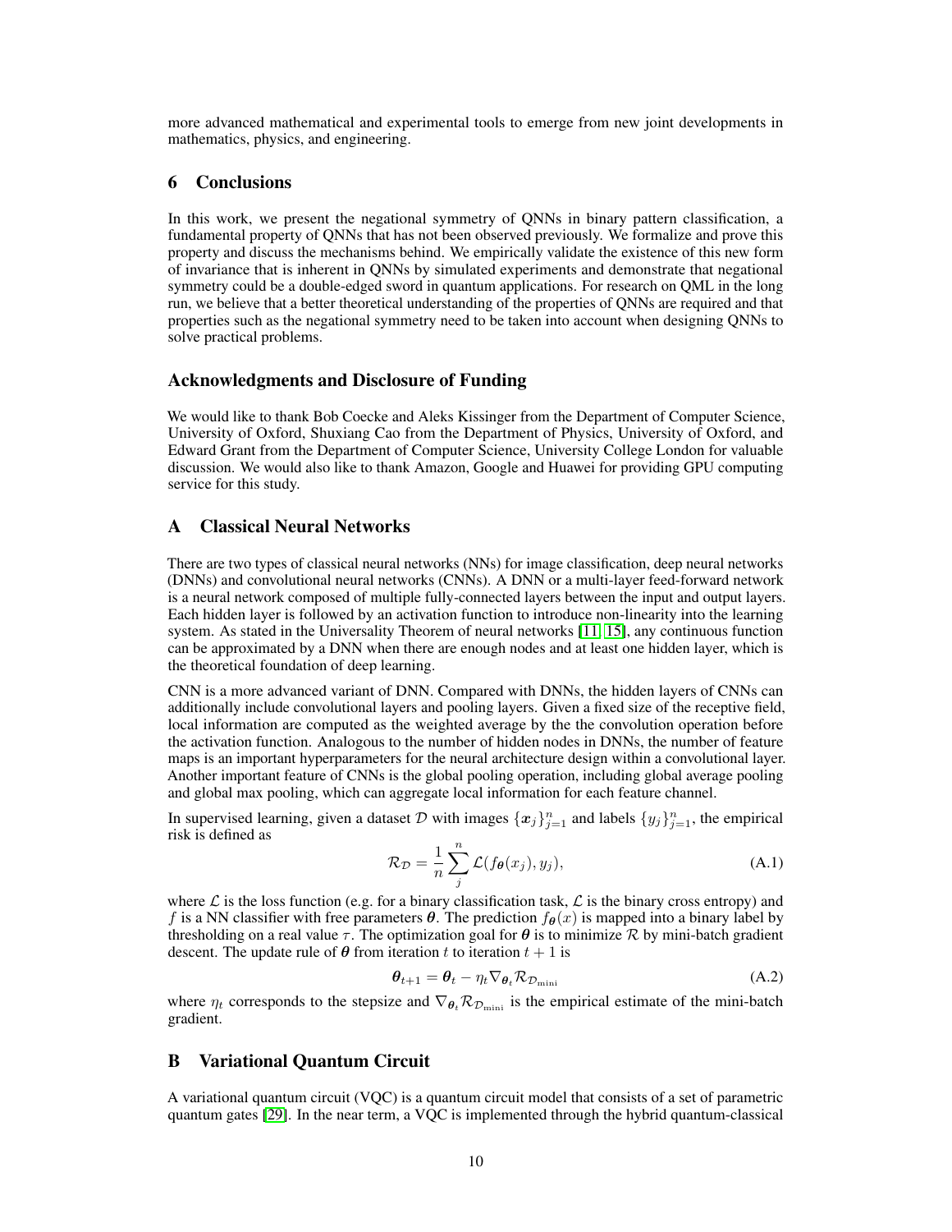more advanced mathematical and experimental tools to emerge from new joint developments in mathematics, physics, and engineering.

## 6 Conclusions

In this work, we present the negational symmetry of QNNs in binary pattern classification, a fundamental property of QNNs that has not been observed previously. We formalize and prove this property and discuss the mechanisms behind. We empirically validate the existence of this new form of invariance that is inherent in QNNs by simulated experiments and demonstrate that negational symmetry could be a double-edged sword in quantum applications. For research on QML in the long run, we believe that a better theoretical understanding of the properties of QNNs are required and that properties such as the negational symmetry need to be taken into account when designing QNNs to solve practical problems.

### Acknowledgments and Disclosure of Funding

We would like to thank Bob Coecke and Aleks Kissinger from the Department of Computer Science, University of Oxford, Shuxiang Cao from the Department of Physics, University of Oxford, and Edward Grant from the Department of Computer Science, University College London for valuable discussion. We would also like to thank Amazon, Google and Huawei for providing GPU computing service for this study.

## A Classical Neural Networks

There are two types of classical neural networks (NNs) for image classification, deep neural networks (DNNs) and convolutional neural networks (CNNs). A DNN or a multi-layer feed-forward network is a neural network composed of multiple fully-connected layers between the input and output layers. Each hidden layer is followed by an activation function to introduce non-linearity into the learning system. As stated in the Universality Theorem of neural networks [11, 15], any continuous function can be approximated by a DNN when there are enough nodes and at least one hidden layer, which is the theoretical foundation of deep learning.

CNN is a more advanced variant of DNN. Compared with DNNs, the hidden layers of CNNs can additionally include convolutional layers and pooling layers. Given a fixed size of the receptive field, local information are computed as the weighted average by the the convolution operation before the activation function. Analogous to the number of hidden nodes in DNNs, the number of feature maps is an important hyperparameters for the neural architecture design within a convolutional layer. Another important feature of CNNs is the global pooling operation, including global average pooling and global max pooling, which can aggregate local information for each feature channel.

In supervised learning, given a dataset $\mathcal{D}$ with images $\{\boldsymbol{x}_j\}_{j=1}^n$ and labels $\{y_j\}_{j=1}^n$, the empirical risk is defined as

$$\mathcal{R}_{\mathcal{D}} = \frac{1}{n}\sum_{j}^{n}\mathcal{L}(f_{\boldsymbol{\theta}}(x_j), y_j), \tag{A.1}$$

where $\mathcal{L}$ is the loss function (e.g. for a binary classification task, $\mathcal{L}$ is the binary cross entropy) and $f$ is a NN classifier with free parameters $\boldsymbol{\theta}$. The prediction $f_{\boldsymbol{\theta}}(x)$ is mapped into a binary label by thresholding on a real value $\tau$. The optimization goal for $\boldsymbol{\theta}$ is to minimize $\mathcal{R}$ by mini-batch gradient descent. The update rule of $\boldsymbol{\theta}$ from iteration $t$ to iteration $t+1$ is

$$\boldsymbol{\theta}_{t+1} = \boldsymbol{\theta}_t - \eta_t \nabla_{\boldsymbol{\theta}_t}\mathcal{R}_{\mathcal{D}_{\text{mini}}} \tag{A.2}$$

where $\eta_t$ corresponds to the stepsize and $\nabla_{\boldsymbol{\theta}_t}\mathcal{R}_{\mathcal{D}_{\text{mini}}}$ is the empirical estimate of the mini-batch gradient.

## B Variational Quantum Circuit

A variational quantum circuit (VQC) is a quantum circuit model that consists of a set of parametric quantum gates [29]. In the near term, a VQC is implemented through the hybrid quantum-classical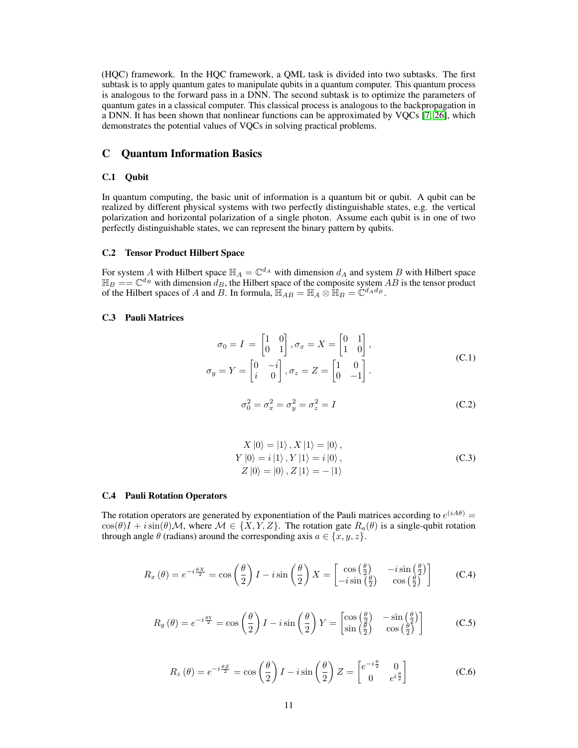(HQC) framework. In the HQC framework, a QML task is divided into two subtasks. The first subtask is to apply quantum gates to manipulate qubits in a quantum computer. This quantum process is analogous to the forward pass in a DNN. The second subtask is to optimize the parameters of quantum gates in a classical computer. This classical process is analogous to the backpropagation in a DNN. It has been shown that nonlinear functions can be approximated by VQCs [7, 26], which demonstrates the potential values of VQCs in solving practical problems.

# C Quantum Information Basics

## C.1 Qubit

In quantum computing, the basic unit of information is a quantum bit or qubit. A qubit can be realized by different physical systems with two perfectly distinguishable states, e.g. the vertical polarization and horizontal polarization of a single photon. Assume each qubit is in one of two perfectly distinguishable states, we can represent the binary pattern by qubits.

## C.2 Tensor Product Hilbert Space

For system $A$ with Hilbert space $\mathbb{H}_A = \mathbb{C}^{d_A}$ with dimension $d_A$ and system $B$ with Hilbert space $\mathbb{H}_B == \mathbb{C}^{d_B}$ with dimension $d_B$, the Hilbert space of the composite system $AB$ is the tensor product of the Hilbert spaces of $A$ and $B$. In formula, $\mathbb{H}_{AB} = \mathbb{H}_A \otimes \mathbb{H}_B = \mathbb{C}^{d_A d_B}$.

## C.3 Pauli Matrices

$$
\begin{aligned}
\sigma_0 = I = \begin{bmatrix} 1 & 0 \\ 0 & 1 \end{bmatrix}, \sigma_x = X = \begin{bmatrix} 0 & 1 \\ 1 & 0 \end{bmatrix}, \\
\sigma_y = Y = \begin{bmatrix} 0 & -i \\ i & 0 \end{bmatrix}, \sigma_z = Z = \begin{bmatrix} 1 & 0 \\ 0 & -1 \end{bmatrix}.
\end{aligned} \tag{C.1}
$$

$$
\sigma_0^2 = \sigma_x^2 = \sigma_y^2 = \sigma_z^2 = I \tag{C.2}
$$

$$
\begin{aligned}
X\left|0\right\rangle = \left|1\right\rangle, X\left|1\right\rangle = \left|0\right\rangle, \\
Y\left|0\right\rangle = i\left|1\right\rangle, Y\left|1\right\rangle = i\left|0\right\rangle, \\
Z\left|0\right\rangle = \left|0\right\rangle, Z\left|1\right\rangle = -\left|1\right\rangle
\end{aligned} \tag{C.3}
$$

## C.4 Pauli Rotation Operators

The rotation operators are generated by exponentiation of the Pauli matrices according to $e^{(iA\theta)} = \cos(\theta)I + i\sin(\theta)\mathcal{M}$, where $\mathcal{M} \in \{X, Y, Z\}$. The rotation gate $R_a(\theta)$ is a single-qubit rotation through angle $\theta$ (radians) around the corresponding axis $a \in \{x, y, z\}$.

$$
R_x(\theta) = e^{-i\frac{\theta X}{2}} = \cos\left(\frac{\theta}{2}\right) I - i\sin\left(\frac{\theta}{2}\right) X = \begin{bmatrix} \cos\left(\frac{\theta}{2}\right) & -i\sin\left(\frac{\theta}{2}\right) \\ -i\sin\left(\frac{\theta}{2}\right) & \cos\left(\frac{\theta}{2}\right) \end{bmatrix} \tag{C.4}
$$

$$
R_y(\theta) = e^{-i\frac{\theta Y}{2}} = \cos\left(\frac{\theta}{2}\right) I - i\sin\left(\frac{\theta}{2}\right) Y = \begin{bmatrix} \cos\left(\frac{\theta}{2}\right) & -\sin\left(\frac{\theta}{2}\right) \\ \sin\left(\frac{\theta}{2}\right) & \cos\left(\frac{\theta}{2}\right) \end{bmatrix} \tag{C.5}
$$

$$
R_z(\theta) = e^{-i\frac{\theta Z}{2}} = \cos\left(\frac{\theta}{2}\right) I - i\sin\left(\frac{\theta}{2}\right) Z = \begin{bmatrix} e^{-i\frac{\theta}{2}} & 0 \\ 0 & e^{i\frac{\theta}{2}} \end{bmatrix} \tag{C.6}
$$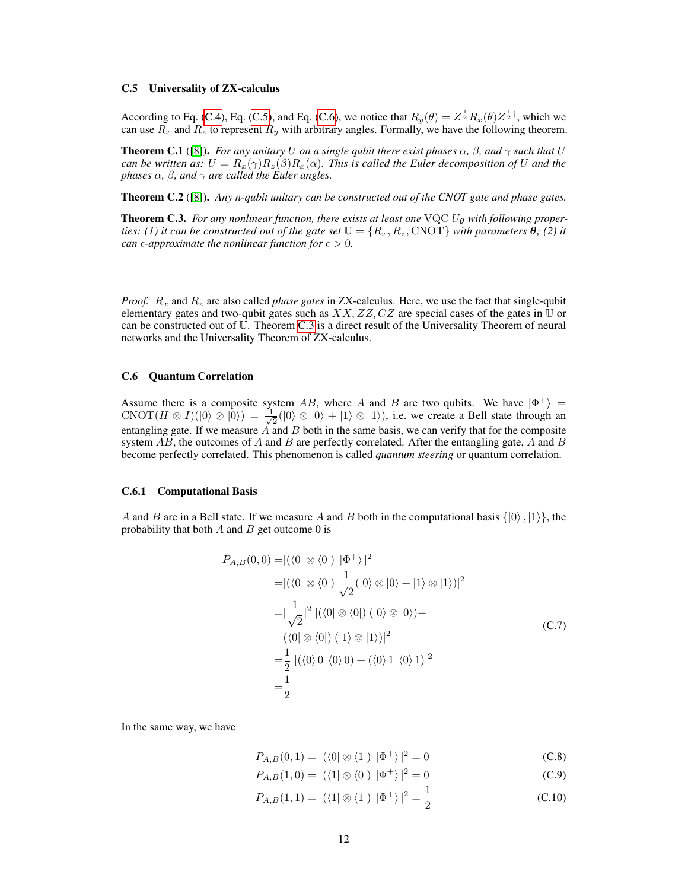### C.5 Universality of ZX-calculus

According to Eq. (C.4), Eq. (C.5), and Eq. (C.6), we notice that $R_y(\theta) = Z^{\frac{1}{2}} R_x(\theta) Z^{\frac{1}{2}\dagger}$, which we can use $R_x$ and $R_z$ to represent $R_y$ with arbitrary angles. Formally, we have the following theorem.

**Theorem C.1** ([8]). *For any unitary $U$ on a single qubit there exist phases $\alpha$, $\beta$, and $\gamma$ such that $U$ can be written as: $U = R_x(\gamma)R_z(\beta)R_x(\alpha)$. This is called the Euler decomposition of $U$ and the phases $\alpha$, $\beta$, and $\gamma$ are called the Euler angles.*

**Theorem C.2** ([8]). *Any n-qubit unitary can be constructed out of the CNOT gate and phase gates.*

**Theorem C.3.** *For any nonlinear function, there exists at least one VQC $U_{\boldsymbol{\theta}}$ with following properties: (1) it can be constructed out of the gate set $\mathbb{U} = \{R_x, R_z, \text{CNOT}\}$ with parameters $\boldsymbol{\theta}$; (2) it can $\epsilon$-approximate the nonlinear function for $\epsilon > 0$.*

*Proof.* $R_x$ and $R_z$ are also called *phase gates* in ZX-calculus. Here, we use the fact that single-qubit elementary gates and two-qubit gates such as $XX, ZZ, CZ$ are special cases of the gates in $\mathbb{U}$ or can be constructed out of $\mathbb{U}$. Theorem C.3 is a direct result of the Universality Theorem of neural networks and the Universality Theorem of ZX-calculus.

### C.6 Quantum Correlation

Assume there is a composite system $AB$, where $A$ and $B$ are two qubits. We have $|\Phi^+\rangle = \text{CNOT}(H \otimes I)(|0\rangle \otimes |0\rangle) = \frac{1}{\sqrt{2}}(|0\rangle \otimes |0\rangle + |1\rangle \otimes |1\rangle)$, i.e. we create a Bell state through an entangling gate. If we measure $A$ and $B$ both in the same basis, we can verify that for the composite system $AB$, the outcomes of $A$ and $B$ are perfectly correlated. After the entangling gate, $A$ and $B$ become perfectly correlated. This phenomenon is called *quantum steering* or quantum correlation.

#### C.6.1 Computational Basis

$A$ and $B$ are in a Bell state. If we measure $A$ and $B$ both in the computational basis $\{|0\rangle, |1\rangle\}$, the probability that both $A$ and $B$ get outcome 0 is

$$
\begin{aligned}
P_{A,B}(0,0) =& |(\langle 0| \otimes \langle 0|)\ |\Phi^+\rangle|^2 \\
=& |(\langle 0| \otimes \langle 0|)\ \frac{1}{\sqrt{2}}(|0\rangle \otimes |0\rangle + |1\rangle \otimes |1\rangle)|^2 \\
=& |\frac{1}{\sqrt{2}}|^2\ |(\langle 0| \otimes \langle 0|)\ (|0\rangle \otimes |0\rangle) + \\
& (\langle 0| \otimes \langle 0|)\ (|1\rangle \otimes |1\rangle)|^2 \\
=& \frac{1}{2}\ |(\langle 0\rangle\, 0\ \ \langle 0\rangle\, 0) + (\langle 0\rangle\, 1\ \ \langle 0\rangle\, 1)|^2 \\
=& \frac{1}{2}
\end{aligned}
\tag{C.7}
$$

In the same way, we have

$$P_{A,B}(0,1) = |(\langle 0| \otimes \langle 1|)\ |\Phi^+\rangle|^2 = 0 \tag{C.8}$$

$$P_{A,B}(1,0) = |(\langle 1| \otimes \langle 0|)\ |\Phi^+\rangle|^2 = 0 \tag{C.9}$$

$$P_{A,B}(1,1) = |(\langle 1| \otimes \langle 1|)\ |\Phi^+\rangle|^2 = \frac{1}{2} \tag{C.10}$$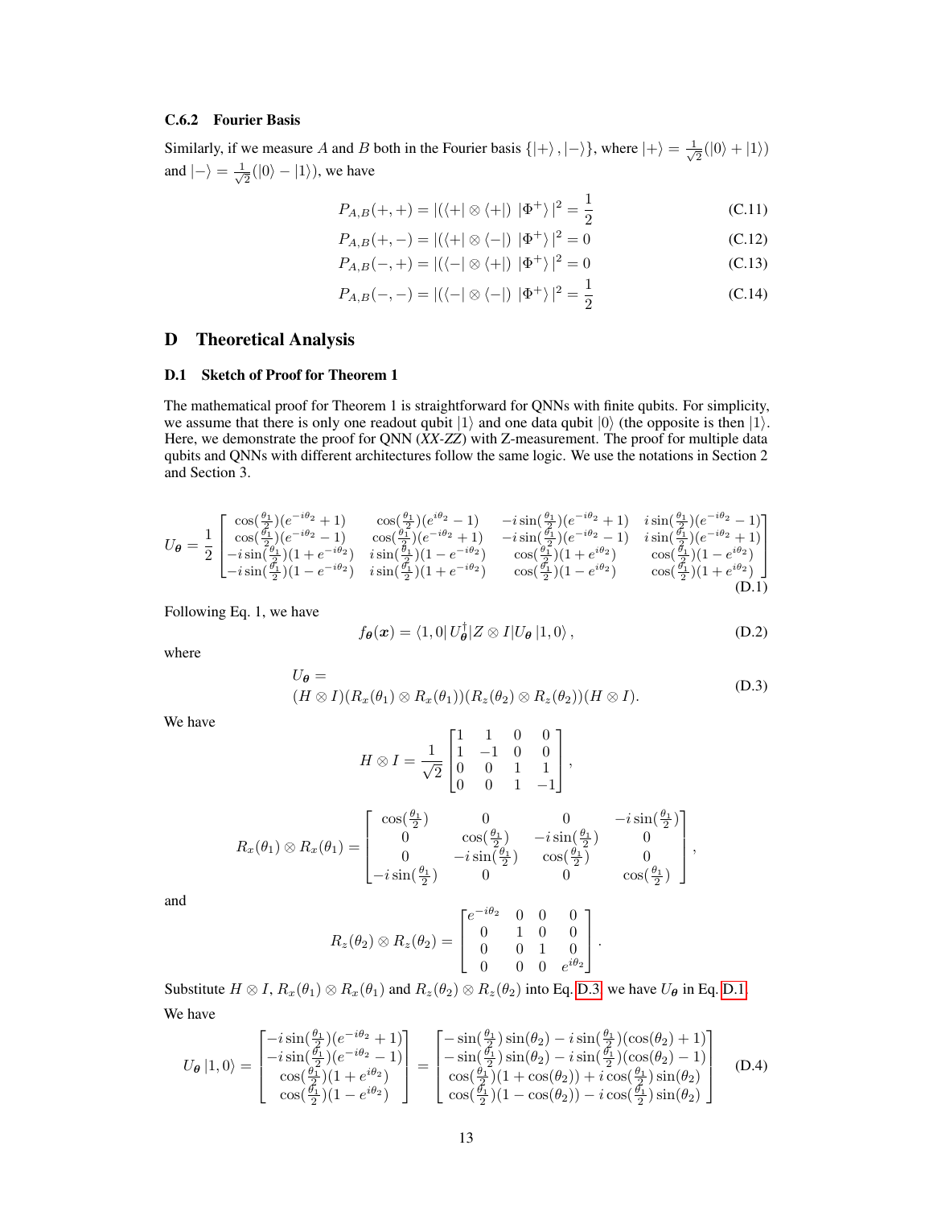### C.6.2 Fourier Basis

Similarly, if we measure $A$ and $B$ both in the Fourier basis $\{|+\rangle, |-\rangle\}$, where $|+\rangle = \frac{1}{\sqrt{2}}(|0\rangle + |1\rangle)$ and $|-\rangle = \frac{1}{\sqrt{2}}(|0\rangle - |1\rangle)$, we have

$$P_{A,B}(+,+) = |(\langle+| \otimes \langle+|)\ |\Phi^+\rangle|^2 = \frac{1}{2} \tag{C.11}$$

$$P_{A,B}(+,-) = |(\langle+| \otimes \langle-|)\ |\Phi^+\rangle|^2 = 0 \tag{C.12}$$

$$P_{A,B}(-,+) = |(\langle-| \otimes \langle+|)\ |\Phi^+\rangle|^2 = 0 \tag{C.13}$$

$$P_{A,B}(-,-) = |(\langle-| \otimes \langle-|)\ |\Phi^+\rangle|^2 = \frac{1}{2} \tag{C.14}$$

# D Theoretical Analysis

## D.1 Sketch of Proof for Theorem 1

The mathematical proof for Theorem 1 is straightforward for QNNs with finite qubits. For simplicity, we assume that there is only one readout qubit $|1\rangle$ and one data qubit $|0\rangle$ (the opposite is then $|1\rangle$. Here, we demonstrate the proof for QNN (*XX-ZZ*) with Z-measurement. The proof for multiple data qubits and QNNs with different architectures follow the same logic. We use the notations in Section 2 and Section 3.

$$U_{\boldsymbol{\theta}} = \frac{1}{2}\begin{bmatrix} \cos(\frac{\theta_1}{2})(e^{-i\theta_2}+1) & \cos(\frac{\theta_1}{2})(e^{i\theta_2}-1) & -i\sin(\frac{\theta_1}{2})(e^{-i\theta_2}+1) & i\sin(\frac{\theta_1}{2})(e^{-i\theta_2}-1) \\ \cos(\frac{\theta_1}{2})(e^{-i\theta_2}-1) & \cos(\frac{\theta_1}{2})(e^{-i\theta_2}+1) & -i\sin(\frac{\theta_1}{2})(e^{-i\theta_2}-1) & i\sin(\frac{\theta_1}{2})(e^{-i\theta_2}+1) \\ -i\sin(\frac{\theta_1}{2})(1+e^{-i\theta_2}) & i\sin(\frac{\theta_1}{2})(1-e^{-i\theta_2}) & \cos(\frac{\theta_1}{2})(1+e^{i\theta_2}) & \cos(\frac{\theta_1}{2})(1-e^{i\theta_2}) \\ -i\sin(\frac{\theta_1}{2})(1-e^{-i\theta_2}) & i\sin(\frac{\theta_1}{2})(1+e^{-i\theta_2}) & \cos(\frac{\theta_1}{2})(1-e^{i\theta_2}) & \cos(\frac{\theta_1}{2})(1+e^{i\theta_2}) \end{bmatrix} \tag{D.1}$$

Following Eq. 1, we have

$$f_{\boldsymbol{\theta}}(\boldsymbol{x}) = \langle 1,0|\, U_{\boldsymbol{\theta}}^\dagger | Z \otimes I | U_{\boldsymbol{\theta}}\, |1,0\rangle\,, \tag{D.2}$$

where

$$U_{\boldsymbol{\theta}} = (H \otimes I)(R_x(\theta_1) \otimes R_x(\theta_1))(R_z(\theta_2) \otimes R_z(\theta_2))(H \otimes I). \tag{D.3}$$

We have

$$H \otimes I = \frac{1}{\sqrt{2}}\begin{bmatrix} 1 & 1 & 0 & 0 \\ 1 & -1 & 0 & 0 \\ 0 & 0 & 1 & 1 \\ 0 & 0 & 1 & -1 \end{bmatrix},$$

$$R_x(\theta_1) \otimes R_x(\theta_1) = \begin{bmatrix} \cos(\frac{\theta_1}{2}) & 0 & 0 & -i\sin(\frac{\theta_1}{2}) \\ 0 & \cos(\frac{\theta_1}{2}) & -i\sin(\frac{\theta_1}{2}) & 0 \\ 0 & -i\sin(\frac{\theta_1}{2}) & \cos(\frac{\theta_1}{2}) & 0 \\ -i\sin(\frac{\theta_1}{2}) & 0 & 0 & \cos(\frac{\theta_1}{2}) \end{bmatrix},$$

and

$$R_z(\theta_2) \otimes R_z(\theta_2) = \begin{bmatrix} e^{-i\theta_2} & 0 & 0 & 0 \\ 0 & 1 & 0 & 0 \\ 0 & 0 & 1 & 0 \\ 0 & 0 & 0 & e^{i\theta_2} \end{bmatrix}.$$

Substitute $H \otimes I$, $R_x(\theta_1) \otimes R_x(\theta_1)$ and $R_z(\theta_2) \otimes R_z(\theta_2)$ into Eq. D.3, we have $U_{\boldsymbol{\theta}}$ in Eq. D.1.

We have

$$U_{\boldsymbol{\theta}}\,|1,0\rangle = \begin{bmatrix} -i\sin(\frac{\theta_1}{2})(e^{-i\theta_2}+1) \\ -i\sin(\frac{\theta_1}{2})(e^{-i\theta_2}-1) \\ \cos(\frac{\theta_1}{2})(1+e^{i\theta_2}) \\ \cos(\frac{\theta_1}{2})(1-e^{i\theta_2}) \end{bmatrix} = \begin{bmatrix} -\sin(\frac{\theta_1}{2})\sin(\theta_2) - i\sin(\frac{\theta_1}{2})(\cos(\theta_2)+1) \\ -\sin(\frac{\theta_1}{2})\sin(\theta_2) - i\sin(\frac{\theta_1}{2})(\cos(\theta_2)-1) \\ \cos(\frac{\theta_1}{2})(1+\cos(\theta_2)) + i\cos(\frac{\theta_1}{2})\sin(\theta_2) \\ \cos(\frac{\theta_1}{2})(1-\cos(\theta_2)) - i\cos(\frac{\theta_1}{2})\sin(\theta_2) \end{bmatrix} \tag{D.4}$$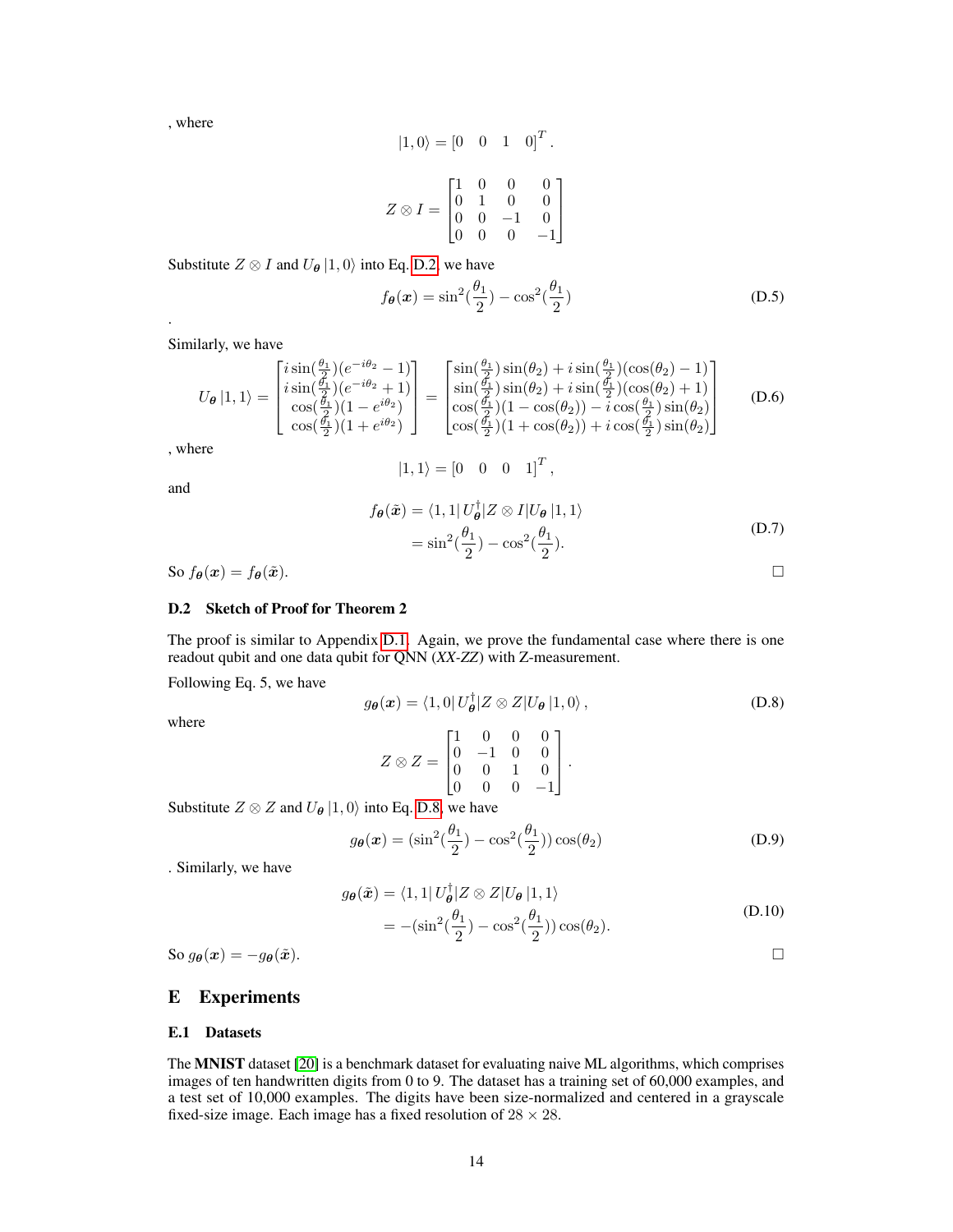, where

$$|1,0\rangle = \begin{bmatrix}0 & 0 & 1 & 0\end{bmatrix}^T.$$

$$Z \otimes I = \begin{bmatrix}1 & 0 & 0 & 0 \\ 0 & 1 & 0 & 0 \\ 0 & 0 & -1 & 0 \\ 0 & 0 & 0 & -1\end{bmatrix}$$

Substitute $Z \otimes I$ and $U_{\boldsymbol{\theta}}|1,0\rangle$ into Eq. D.2, we have

$$f_{\boldsymbol{\theta}}(\boldsymbol{x}) = \sin^2(\frac{\theta_1}{2}) - \cos^2(\frac{\theta_1}{2}) \tag{D.5}$$

.

Similarly, we have

$$U_{\boldsymbol{\theta}}|1,1\rangle = \begin{bmatrix} i\sin(\frac{\theta_1}{2})(e^{-i\theta_2}-1) \\ i\sin(\frac{\theta_1}{2})(e^{-i\theta_2}+1) \\ \cos(\frac{\theta_1}{2})(1-e^{i\theta_2}) \\ \cos(\frac{\theta_1}{2})(1+e^{i\theta_2}) \end{bmatrix} = \begin{bmatrix} \sin(\frac{\theta_1}{2})\sin(\theta_2) + i\sin(\frac{\theta_1}{2})(\cos(\theta_2)-1) \\ \sin(\frac{\theta_1}{2})\sin(\theta_2) + i\sin(\frac{\theta_1}{2})(\cos(\theta_2)+1) \\ \cos(\frac{\theta_1}{2})(1-\cos(\theta_2)) - i\cos(\frac{\theta_1}{2})\sin(\theta_2) \\ \cos(\frac{\theta_1}{2})(1+\cos(\theta_2)) + i\cos(\frac{\theta_1}{2})\sin(\theta_2) \end{bmatrix} \tag{D.6}$$

, where

$$|1,1\rangle = \begin{bmatrix}0 & 0 & 0 & 1\end{bmatrix}^T,$$

and

$$\begin{aligned} f_{\boldsymbol{\theta}}(\tilde{\boldsymbol{x}}) &= \langle 1,1| U_{\boldsymbol{\theta}}^{\dagger} |Z \otimes I| U_{\boldsymbol{\theta}} |1,1\rangle \\ &= \sin^2(\frac{\theta_1}{2}) - \cos^2(\frac{\theta_1}{2}). \end{aligned} \tag{D.7}$$

So $f_{\boldsymbol{\theta}}(\boldsymbol{x}) = f_{\boldsymbol{\theta}}(\tilde{\boldsymbol{x}})$. □

### D.2 Sketch of Proof for Theorem 2

The proof is similar to Appendix D.1. Again, we prove the fundamental case where there is one readout qubit and one data qubit for QNN (*XX-ZZ*) with Z-measurement.

Following Eq. 5, we have

$$g_{\boldsymbol{\theta}}(\boldsymbol{x}) = \langle 1,0| U_{\boldsymbol{\theta}}^{\dagger} |Z \otimes Z| U_{\boldsymbol{\theta}} |1,0\rangle, \tag{D.8}$$

where

$$Z \otimes Z = \begin{bmatrix}1 & 0 & 0 & 0 \\ 0 & -1 & 0 & 0 \\ 0 & 0 & 1 & 0 \\ 0 & 0 & 0 & -1\end{bmatrix}.$$

Substitute $Z \otimes Z$ and $U_{\boldsymbol{\theta}}|1,0\rangle$ into Eq. D.8, we have

$$g_{\boldsymbol{\theta}}(\boldsymbol{x}) = (\sin^2(\frac{\theta_1}{2}) - \cos^2(\frac{\theta_1}{2}))\cos(\theta_2) \tag{D.9}$$

. Similarly, we have

$$\begin{aligned} g_{\boldsymbol{\theta}}(\tilde{\boldsymbol{x}}) &= \langle 1,1| U_{\boldsymbol{\theta}}^{\dagger} |Z \otimes Z| U_{\boldsymbol{\theta}} |1,1\rangle \\ &= -(\sin^2(\frac{\theta_1}{2}) - \cos^2(\frac{\theta_1}{2}))\cos(\theta_2). \end{aligned} \tag{D.10}$$

So $g_{\boldsymbol{\theta}}(\boldsymbol{x}) = -g_{\boldsymbol{\theta}}(\tilde{\boldsymbol{x}})$. □

## E Experiments

### E.1 Datasets

The **MNIST** dataset [20] is a benchmark dataset for evaluating naive ML algorithms, which comprises images of ten handwritten digits from 0 to 9. The dataset has a training set of 60,000 examples, and a test set of 10,000 examples. The digits have been size-normalized and centered in a grayscale fixed-size image. Each image has a fixed resolution of $28 \times 28$.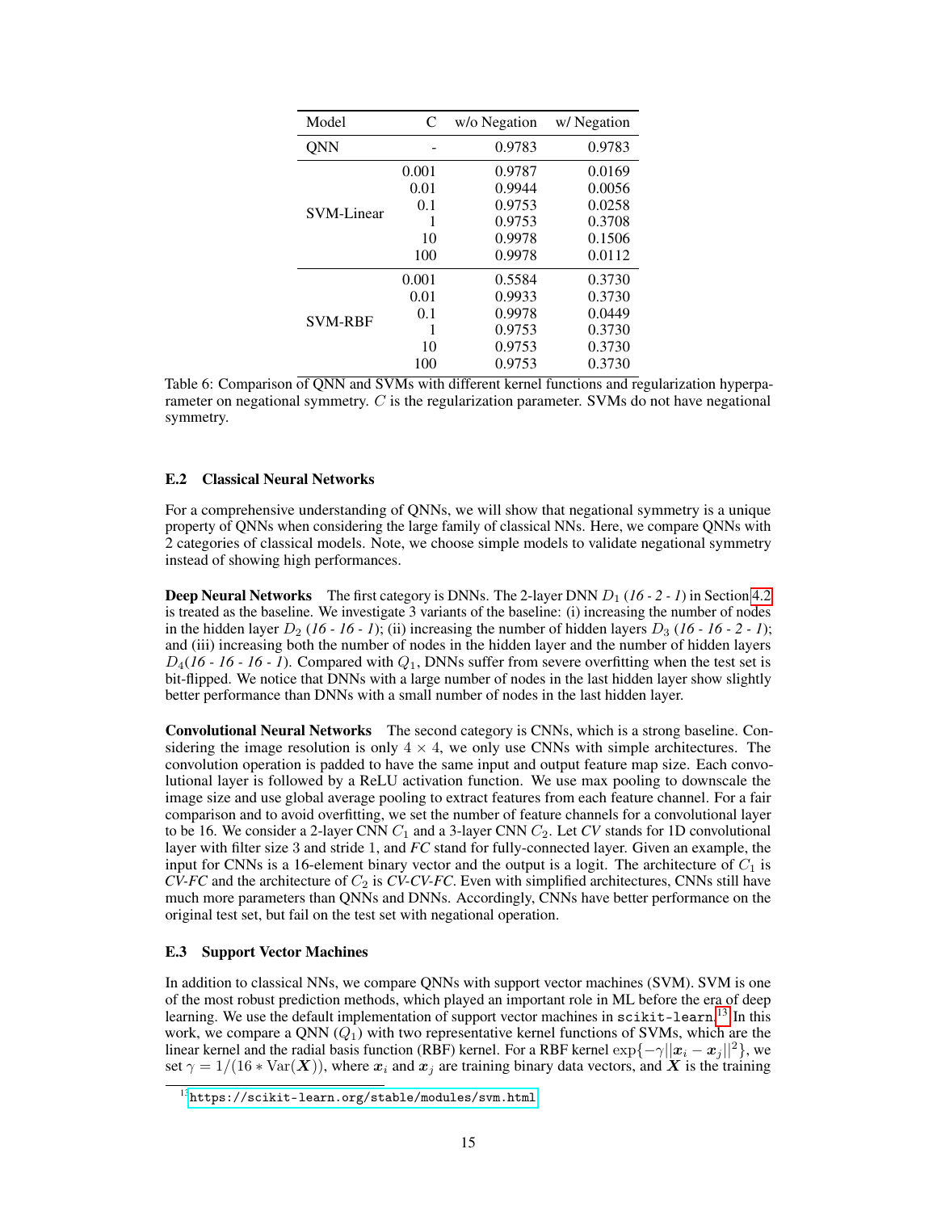| Model | C | w/o Negation | w/ Negation |
|---|---|---|---|
| QNN | - | 0.9783 | 0.9783 |
| SVM-Linear | 0.001 | 0.9787 | 0.0169 |
| | 0.01 | 0.9944 | 0.0056 |
| | 0.1 | 0.9753 | 0.0258 |
| | 1 | 0.9753 | 0.3708 |
| | 10 | 0.9978 | 0.1506 |
| | 100 | 0.9978 | 0.0112 |
| SVM-RBF | 0.001 | 0.5584 | 0.3730 |
| | 0.01 | 0.9933 | 0.3730 |
| | 0.1 | 0.9978 | 0.0449 |
| | 1 | 0.9753 | 0.3730 |
| | 10 | 0.9753 | 0.3730 |
| | 100 | 0.9753 | 0.3730 |

Table 6: Comparison of QNN and SVMs with different kernel functions and regularization hyperparameter on negational symmetry. $C$ is the regularization parameter. SVMs do not have negational symmetry.

### E.2 Classical Neural Networks

For a comprehensive understanding of QNNs, we will show that negational symmetry is a unique property of QNNs when considering the large family of classical NNs. Here, we compare QNNs with 2 categories of classical models. Note, we choose simple models to validate negational symmetry instead of showing high performances.

**Deep Neural Networks** The first category is DNNs. The 2-layer DNN $D_1$ (*16 - 2 - 1*) in Section 4.2 is treated as the baseline. We investigate 3 variants of the baseline: (i) increasing the number of nodes in the hidden layer $D_2$ (*16 - 16 - 1*); (ii) increasing the number of hidden layers $D_3$ (*16 - 16 - 2 - 1*); and (iii) increasing both the number of nodes in the hidden layer and the number of hidden layers $D_4$(*16 - 16 - 16 - 1*). Compared with $Q_1$, DNNs suffer from severe overfitting when the test set is bit-flipped. We notice that DNNs with a large number of nodes in the last hidden layer show slightly better performance than DNNs with a small number of nodes in the last hidden layer.

**Convolutional Neural Networks** The second category is CNNs, which is a strong baseline. Considering the image resolution is only $4 \times 4$, we only use CNNs with simple architectures. The convolution operation is padded to have the same input and output feature map size. Each convolutional layer is followed by a ReLU activation function. We use max pooling to downscale the image size and use global average pooling to extract features from each feature channel. For a fair comparison and to avoid overfitting, we set the number of feature channels for a convolutional layer to be 16. We consider a 2-layer CNN $C_1$ and a 3-layer CNN $C_2$. Let *CV* stands for 1D convolutional layer with filter size 3 and stride 1, and *FC* stand for fully-connected layer. Given an example, the input for CNNs is a 16-element binary vector and the output is a logit. The architecture of $C_1$ is *CV-FC* and the architecture of $C_2$ is *CV-CV-FC*. Even with simplified architectures, CNNs still have much more parameters than QNNs and DNNs. Accordingly, CNNs have better performance on the original test set, but fail on the test set with negational operation.

### E.3 Support Vector Machines

In addition to classical NNs, we compare QNNs with support vector machines (SVM). SVM is one of the most robust prediction methods, which played an important role in ML before the era of deep learning. We use the default implementation of support vector machines in `scikit-learn`.[13] In this work, we compare a QNN ($Q_1$) with two representative kernel functions of SVMs, which are the linear kernel and the radial basis function (RBF) kernel. For a RBF kernel $\exp\{-\gamma||\boldsymbol{x}_i - \boldsymbol{x}_j||^2\}$, we set $\gamma = 1/(16 * \mathrm{Var}(\boldsymbol{X}))$, where $\boldsymbol{x}_i$ and $\boldsymbol{x}_j$ are training binary data vectors, and $\boldsymbol{X}$ is the training

[13] https://scikit-learn.org/stable/modules/svm.html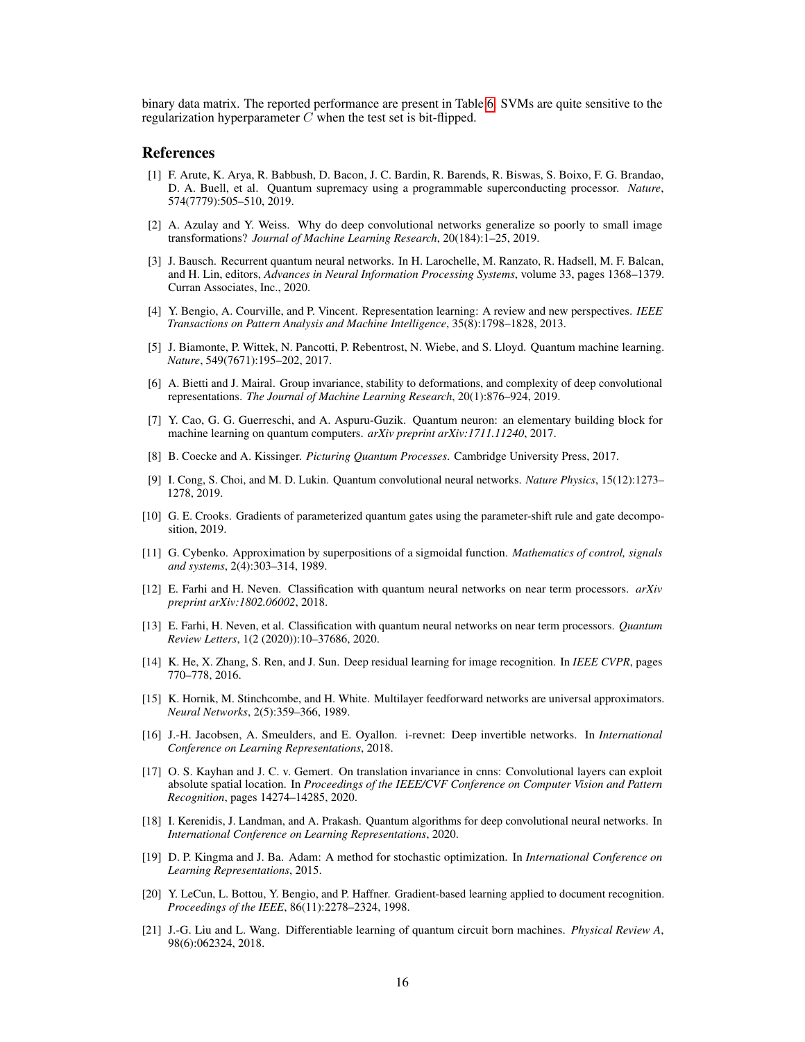binary data matrix. The reported performance are present in Table 6. SVMs are quite sensitive to the regularization hyperparameter $C$ when the test set is bit-flipped.

## References

[1] F. Arute, K. Arya, R. Babbush, D. Bacon, J. C. Bardin, R. Barends, R. Biswas, S. Boixo, F. G. Brandao, D. A. Buell, et al. Quantum supremacy using a programmable superconducting processor. *Nature*, 574(7779):505–510, 2019.

[2] A. Azulay and Y. Weiss. Why do deep convolutional networks generalize so poorly to small image transformations? *Journal of Machine Learning Research*, 20(184):1–25, 2019.

[3] J. Bausch. Recurrent quantum neural networks. In H. Larochelle, M. Ranzato, R. Hadsell, M. F. Balcan, and H. Lin, editors, *Advances in Neural Information Processing Systems*, volume 33, pages 1368–1379. Curran Associates, Inc., 2020.

[4] Y. Bengio, A. Courville, and P. Vincent. Representation learning: A review and new perspectives. *IEEE Transactions on Pattern Analysis and Machine Intelligence*, 35(8):1798–1828, 2013.

[5] J. Biamonte, P. Wittek, N. Pancotti, P. Rebentrost, N. Wiebe, and S. Lloyd. Quantum machine learning. *Nature*, 549(7671):195–202, 2017.

[6] A. Bietti and J. Mairal. Group invariance, stability to deformations, and complexity of deep convolutional representations. *The Journal of Machine Learning Research*, 20(1):876–924, 2019.

[7] Y. Cao, G. G. Guerreschi, and A. Aspuru-Guzik. Quantum neuron: an elementary building block for machine learning on quantum computers. *arXiv preprint arXiv:1711.11240*, 2017.

[8] B. Coecke and A. Kissinger. *Picturing Quantum Processes*. Cambridge University Press, 2017.

[9] I. Cong, S. Choi, and M. D. Lukin. Quantum convolutional neural networks. *Nature Physics*, 15(12):1273–1278, 2019.

[10] G. E. Crooks. Gradients of parameterized quantum gates using the parameter-shift rule and gate decomposition, 2019.

[11] G. Cybenko. Approximation by superpositions of a sigmoidal function. *Mathematics of control, signals and systems*, 2(4):303–314, 1989.

[12] E. Farhi and H. Neven. Classification with quantum neural networks on near term processors. *arXiv preprint arXiv:1802.06002*, 2018.

[13] E. Farhi, H. Neven, et al. Classification with quantum neural networks on near term processors. *Quantum Review Letters*, 1(2 (2020)):10–37686, 2020.

[14] K. He, X. Zhang, S. Ren, and J. Sun. Deep residual learning for image recognition. In *IEEE CVPR*, pages 770–778, 2016.

[15] K. Hornik, M. Stinchcombe, and H. White. Multilayer feedforward networks are universal approximators. *Neural Networks*, 2(5):359–366, 1989.

[16] J.-H. Jacobsen, A. Smeulders, and E. Oyallon. i-revnet: Deep invertible networks. In *International Conference on Learning Representations*, 2018.

[17] O. S. Kayhan and J. C. v. Gemert. On translation invariance in cnns: Convolutional layers can exploit absolute spatial location. In *Proceedings of the IEEE/CVF Conference on Computer Vision and Pattern Recognition*, pages 14274–14285, 2020.

[18] I. Kerenidis, J. Landman, and A. Prakash. Quantum algorithms for deep convolutional neural networks. In *International Conference on Learning Representations*, 2020.

[19] D. P. Kingma and J. Ba. Adam: A method for stochastic optimization. In *International Conference on Learning Representations*, 2015.

[20] Y. LeCun, L. Bottou, Y. Bengio, and P. Haffner. Gradient-based learning applied to document recognition. *Proceedings of the IEEE*, 86(11):2278–2324, 1998.

[21] J.-G. Liu and L. Wang. Differentiable learning of quantum circuit born machines. *Physical Review A*, 98(6):062324, 2018.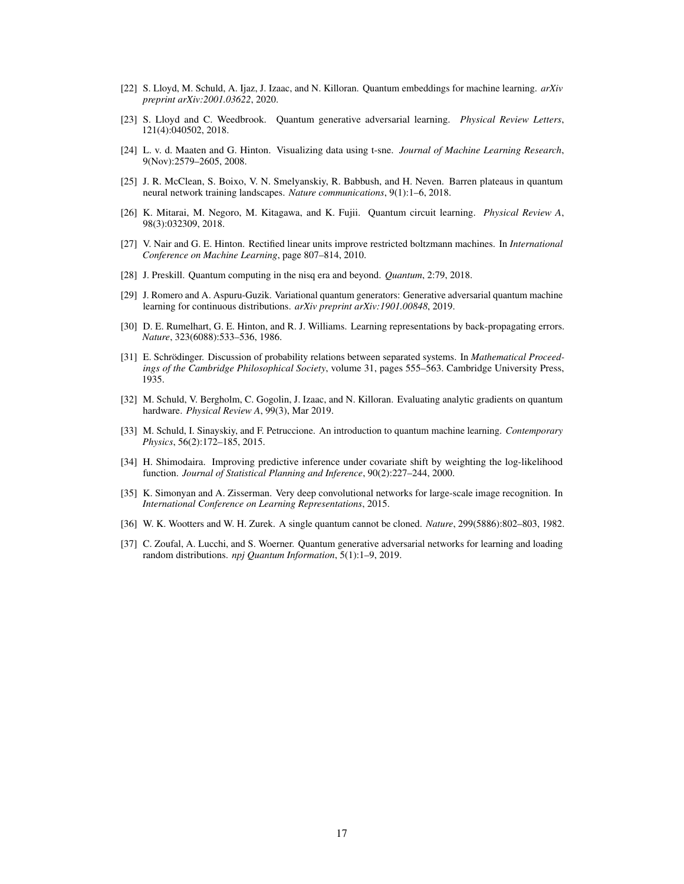[22] S. Lloyd, M. Schuld, A. Ijaz, J. Izaac, and N. Killoran. Quantum embeddings for machine learning. *arXiv preprint arXiv:2001.03622*, 2020.

[23] S. Lloyd and C. Weedbrook. Quantum generative adversarial learning. *Physical Review Letters*, 121(4):040502, 2018.

[24] L. v. d. Maaten and G. Hinton. Visualizing data using t-sne. *Journal of Machine Learning Research*, 9(Nov):2579–2605, 2008.

[25] J. R. McClean, S. Boixo, V. N. Smelyanskiy, R. Babbush, and H. Neven. Barren plateaus in quantum neural network training landscapes. *Nature communications*, 9(1):1–6, 2018.

[26] K. Mitarai, M. Negoro, M. Kitagawa, and K. Fujii. Quantum circuit learning. *Physical Review A*, 98(3):032309, 2018.

[27] V. Nair and G. E. Hinton. Rectified linear units improve restricted boltzmann machines. In *International Conference on Machine Learning*, page 807–814, 2010.

[28] J. Preskill. Quantum computing in the nisq era and beyond. *Quantum*, 2:79, 2018.

[29] J. Romero and A. Aspuru-Guzik. Variational quantum generators: Generative adversarial quantum machine learning for continuous distributions. *arXiv preprint arXiv:1901.00848*, 2019.

[30] D. E. Rumelhart, G. E. Hinton, and R. J. Williams. Learning representations by back-propagating errors. *Nature*, 323(6088):533–536, 1986.

[31] E. Schrödinger. Discussion of probability relations between separated systems. In *Mathematical Proceedings of the Cambridge Philosophical Society*, volume 31, pages 555–563. Cambridge University Press, 1935.

[32] M. Schuld, V. Bergholm, C. Gogolin, J. Izaac, and N. Killoran. Evaluating analytic gradients on quantum hardware. *Physical Review A*, 99(3), Mar 2019.

[33] M. Schuld, I. Sinayskiy, and F. Petruccione. An introduction to quantum machine learning. *Contemporary Physics*, 56(2):172–185, 2015.

[34] H. Shimodaira. Improving predictive inference under covariate shift by weighting the log-likelihood function. *Journal of Statistical Planning and Inference*, 90(2):227–244, 2000.

[35] K. Simonyan and A. Zisserman. Very deep convolutional networks for large-scale image recognition. In *International Conference on Learning Representations*, 2015.

[36] W. K. Wootters and W. H. Zurek. A single quantum cannot be cloned. *Nature*, 299(5886):802–803, 1982.

[37] C. Zoufal, A. Lucchi, and S. Woerner. Quantum generative adversarial networks for learning and loading random distributions. *npj Quantum Information*, 5(1):1–9, 2019.